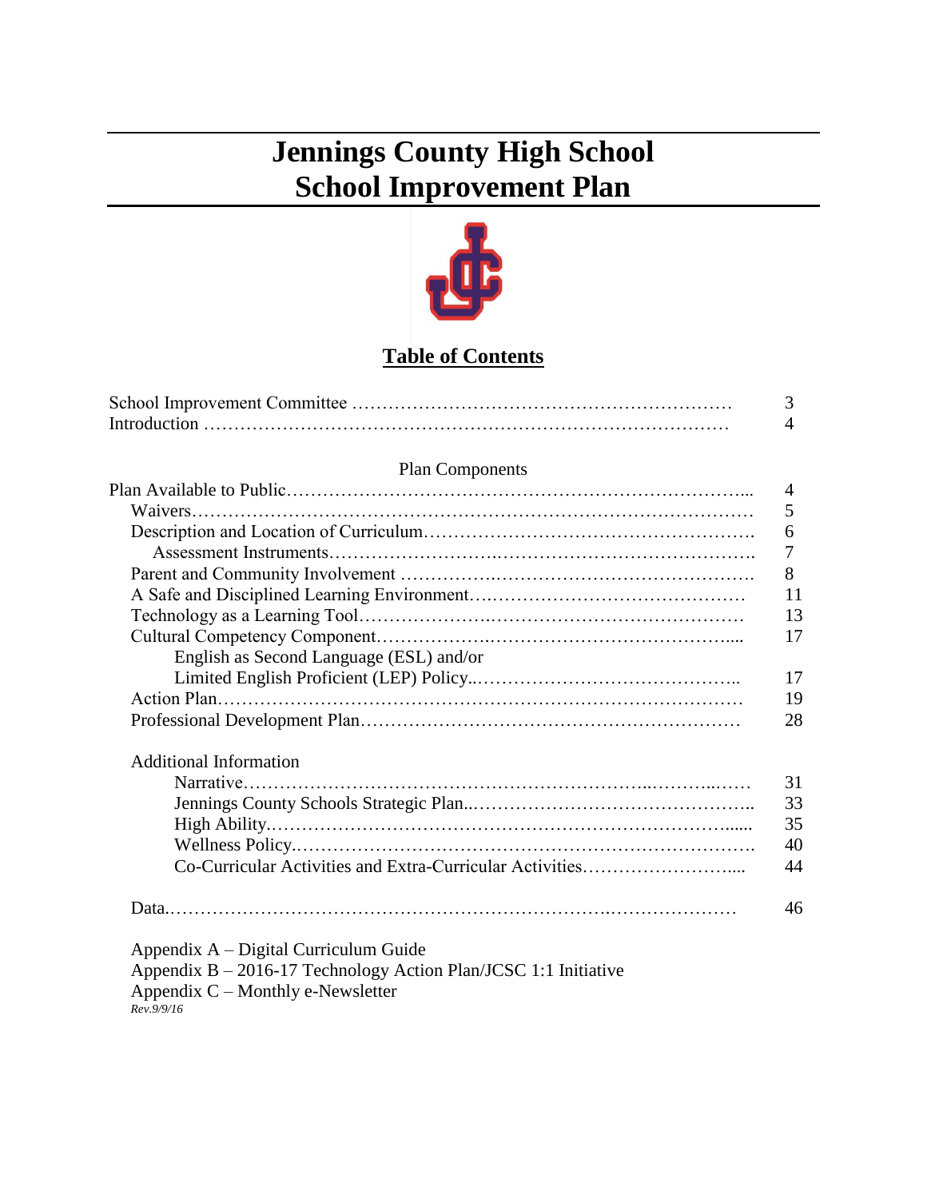# Jennings County High School
# School Improvement Plan

## Table of Contents

| | |
|---|---|
| School Improvement Committee | 3 |
| Introduction | 4 |
| **Plan Components** | |
| Plan Available to Public | 4 |
| Waivers | 5 |
| Description and Location of Curriculum | 6 |
| Assessment Instruments | 7 |
| Parent and Community Involvement | 8 |
| A Safe and Disciplined Learning Environment | 11 |
| Technology as a Learning Tool | 13 |
| Cultural Competency Component | 17 |
| English as Second Language (ESL) and/or Limited English Proficient (LEP) Policy | 17 |
| Action Plan | 19 |
| Professional Development Plan | 28 |
| **Additional Information** | |
| Narrative | 31 |
| Jennings County Schools Strategic Plan | 33 |
| High Ability | 35 |
| Wellness Policy | 40 |
| Co-Curricular Activities and Extra-Curricular Activities | 44 |
| Data | 46 |

Appendix A – Digital Curriculum Guide
Appendix B – 2016-17 Technology Action Plan/JCSC 1:1 Initiative
Appendix C – Monthly e-Newsletter

*Rev.9/9/16*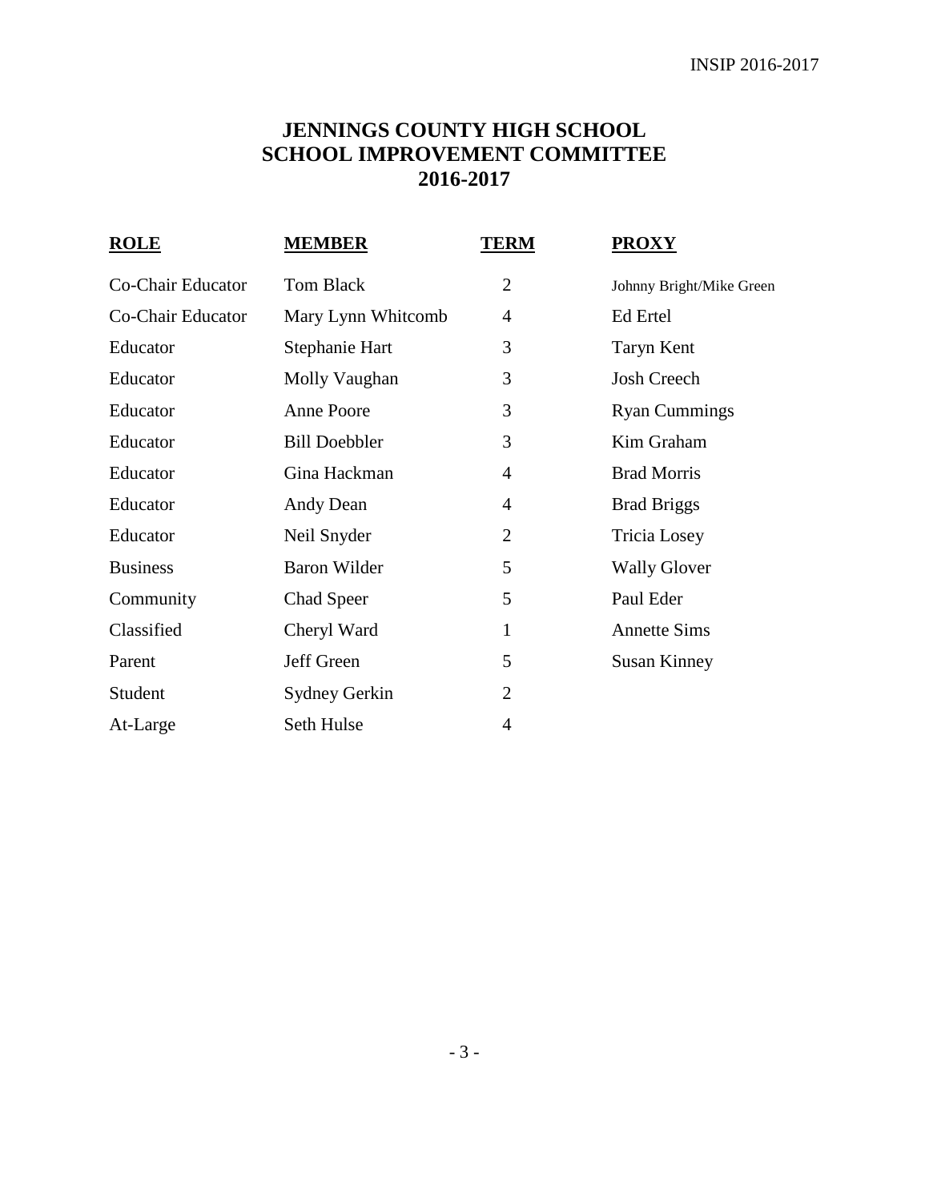# JENNINGS COUNTY HIGH SCHOOL
# SCHOOL IMPROVEMENT COMMITTEE
# 2016-2017

| ROLE | MEMBER | TERM | PROXY |
|---|---|---|---|
| Co-Chair Educator | Tom Black | 2 | Johnny Bright/Mike Green |
| Co-Chair Educator | Mary Lynn Whitcomb | 4 | Ed Ertel |
| Educator | Stephanie Hart | 3 | Taryn Kent |
| Educator | Molly Vaughan | 3 | Josh Creech |
| Educator | Anne Poore | 3 | Ryan Cummings |
| Educator | Bill Doebbler | 3 | Kim Graham |
| Educator | Gina Hackman | 4 | Brad Morris |
| Educator | Andy Dean | 4 | Brad Briggs |
| Educator | Neil Snyder | 2 | Tricia Losey |
| Business | Baron Wilder | 5 | Wally Glover |
| Community | Chad Speer | 5 | Paul Eder |
| Classified | Cheryl Ward | 1 | Annette Sims |
| Parent | Jeff Green | 5 | Susan Kinney |
| Student | Sydney Gerkin | 2 | |
| At-Large | Seth Hulse | 4 | |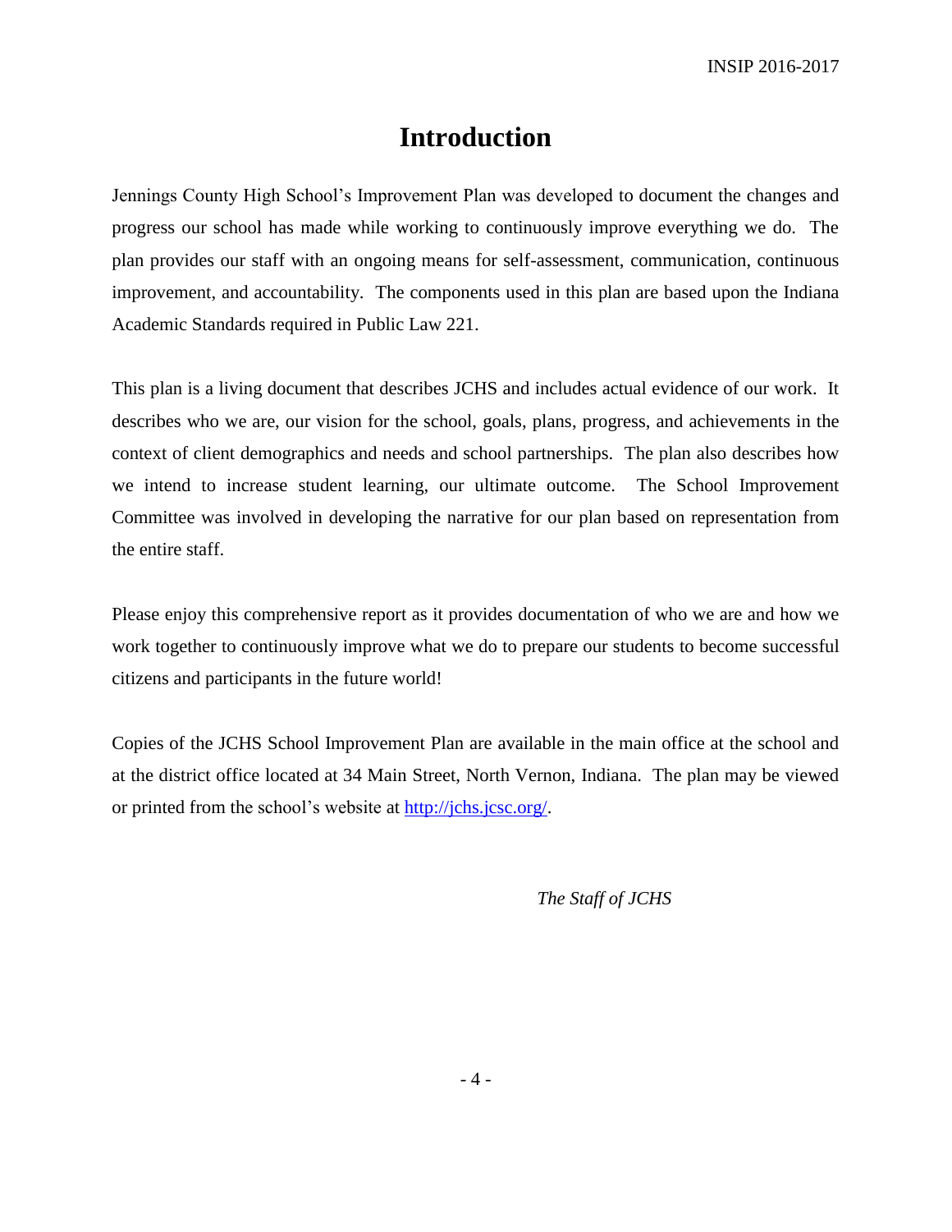# Introduction

Jennings County High School's Improvement Plan was developed to document the changes and progress our school has made while working to continuously improve everything we do. The plan provides our staff with an ongoing means for self-assessment, communication, continuous improvement, and accountability. The components used in this plan are based upon the Indiana Academic Standards required in Public Law 221.

This plan is a living document that describes JCHS and includes actual evidence of our work. It describes who we are, our vision for the school, goals, plans, progress, and achievements in the context of client demographics and needs and school partnerships. The plan also describes how we intend to increase student learning, our ultimate outcome. The School Improvement Committee was involved in developing the narrative for our plan based on representation from the entire staff.

Please enjoy this comprehensive report as it provides documentation of who we are and how we work together to continuously improve what we do to prepare our students to become successful citizens and participants in the future world!

Copies of the JCHS School Improvement Plan are available in the main office at the school and at the district office located at 34 Main Street, North Vernon, Indiana. The plan may be viewed or printed from the school's website at [http://jchs.jcsc.org/](http://jchs.jcsc.org/).

*The Staff of JCHS*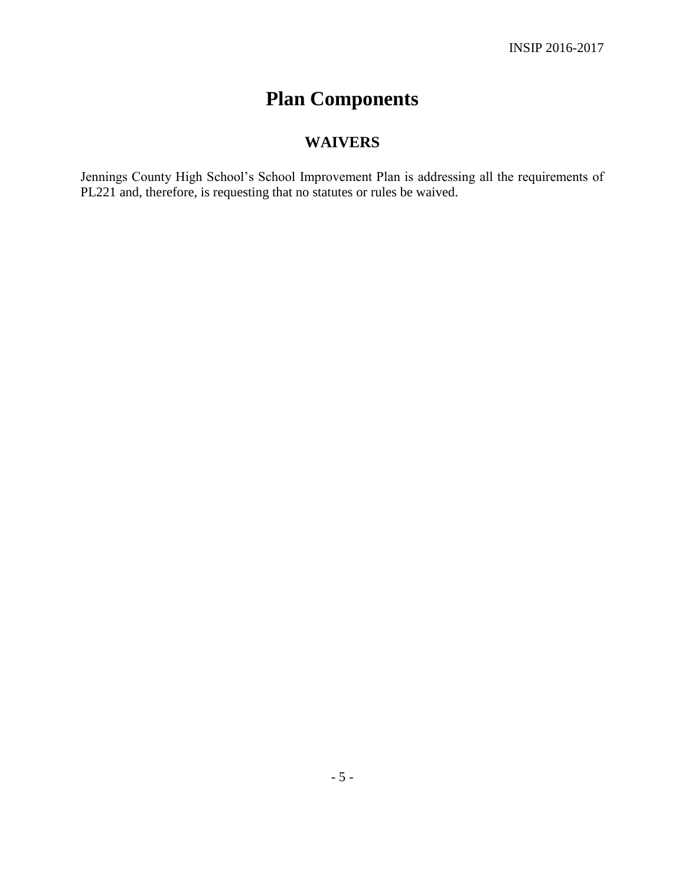# Plan Components

## WAIVERS

Jennings County High School's School Improvement Plan is addressing all the requirements of PL221 and, therefore, is requesting that no statutes or rules be waived.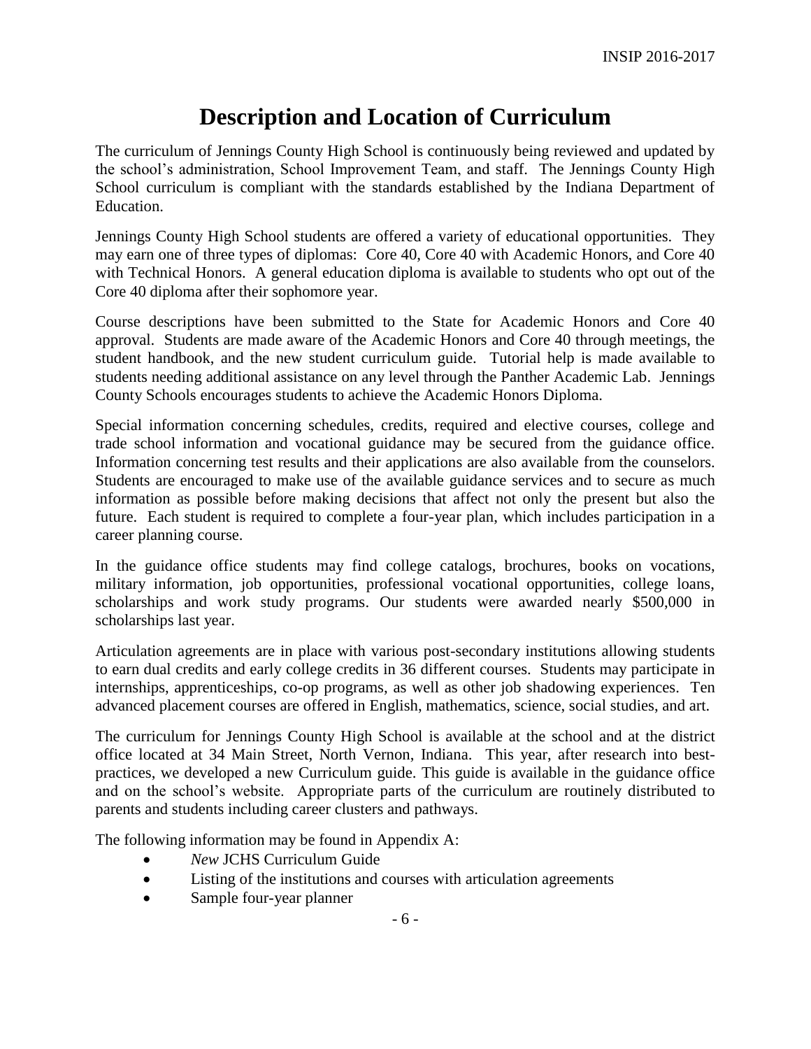# Description and Location of Curriculum

The curriculum of Jennings County High School is continuously being reviewed and updated by the school's administration, School Improvement Team, and staff. The Jennings County High School curriculum is compliant with the standards established by the Indiana Department of Education.

Jennings County High School students are offered a variety of educational opportunities. They may earn one of three types of diplomas: Core 40, Core 40 with Academic Honors, and Core 40 with Technical Honors. A general education diploma is available to students who opt out of the Core 40 diploma after their sophomore year.

Course descriptions have been submitted to the State for Academic Honors and Core 40 approval. Students are made aware of the Academic Honors and Core 40 through meetings, the student handbook, and the new student curriculum guide. Tutorial help is made available to students needing additional assistance on any level through the Panther Academic Lab. Jennings County Schools encourages students to achieve the Academic Honors Diploma.

Special information concerning schedules, credits, required and elective courses, college and trade school information and vocational guidance may be secured from the guidance office. Information concerning test results and their applications are also available from the counselors. Students are encouraged to make use of the available guidance services and to secure as much information as possible before making decisions that affect not only the present but also the future. Each student is required to complete a four-year plan, which includes participation in a career planning course.

In the guidance office students may find college catalogs, brochures, books on vocations, military information, job opportunities, professional vocational opportunities, college loans, scholarships and work study programs. Our students were awarded nearly $500,000 in scholarships last year.

Articulation agreements are in place with various post-secondary institutions allowing students to earn dual credits and early college credits in 36 different courses. Students may participate in internships, apprenticeships, co-op programs, as well as other job shadowing experiences. Ten advanced placement courses are offered in English, mathematics, science, social studies, and art.

The curriculum for Jennings County High School is available at the school and at the district office located at 34 Main Street, North Vernon, Indiana. This year, after research into best-practices, we developed a new Curriculum guide. This guide is available in the guidance office and on the school's website. Appropriate parts of the curriculum are routinely distributed to parents and students including career clusters and pathways.

The following information may be found in Appendix A:

- *New* JCHS Curriculum Guide
- Listing of the institutions and courses with articulation agreements
- Sample four-year planner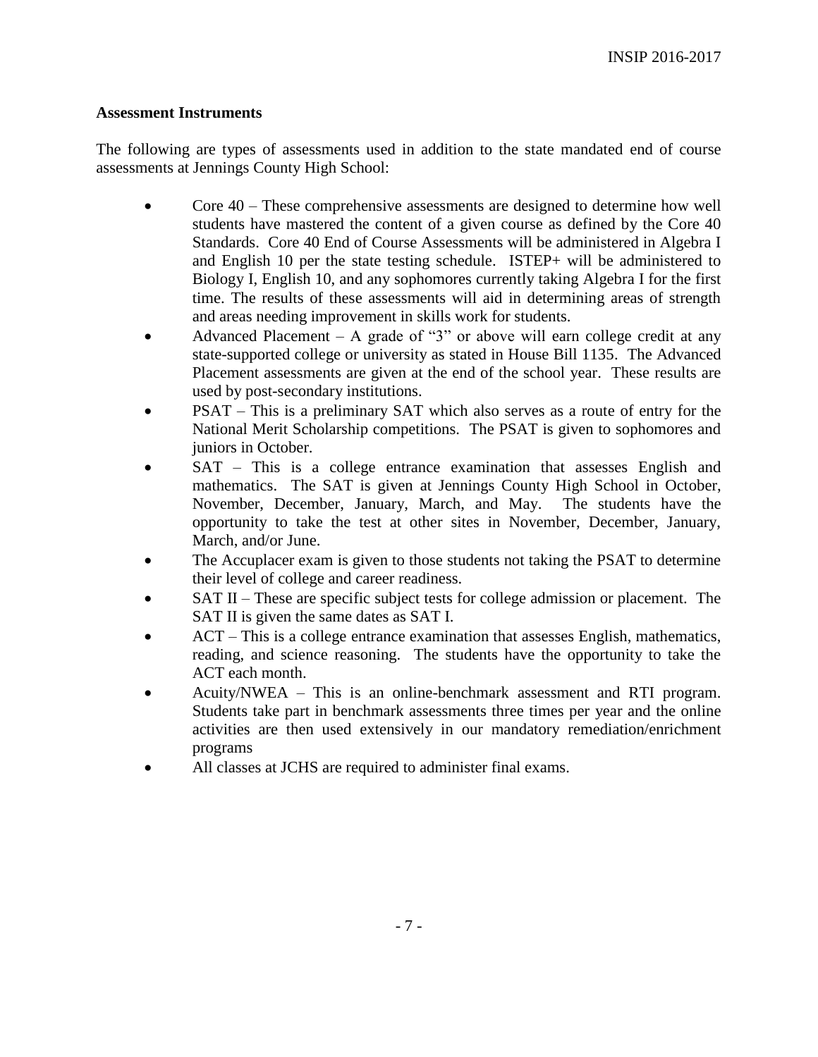**Assessment Instruments**

The following are types of assessments used in addition to the state mandated end of course assessments at Jennings County High School:

- Core 40 – These comprehensive assessments are designed to determine how well students have mastered the content of a given course as defined by the Core 40 Standards. Core 40 End of Course Assessments will be administered in Algebra I and English 10 per the state testing schedule. ISTEP+ will be administered to Biology I, English 10, and any sophomores currently taking Algebra I for the first time. The results of these assessments will aid in determining areas of strength and areas needing improvement in skills work for students.
- Advanced Placement – A grade of "3" or above will earn college credit at any state-supported college or university as stated in House Bill 1135. The Advanced Placement assessments are given at the end of the school year. These results are used by post-secondary institutions.
- PSAT – This is a preliminary SAT which also serves as a route of entry for the National Merit Scholarship competitions. The PSAT is given to sophomores and juniors in October.
- SAT – This is a college entrance examination that assesses English and mathematics. The SAT is given at Jennings County High School in October, November, December, January, March, and May. The students have the opportunity to take the test at other sites in November, December, January, March, and/or June.
- The Accuplacer exam is given to those students not taking the PSAT to determine their level of college and career readiness.
- SAT II – These are specific subject tests for college admission or placement. The SAT II is given the same dates as SAT I.
- ACT – This is a college entrance examination that assesses English, mathematics, reading, and science reasoning. The students have the opportunity to take the ACT each month.
- Acuity/NWEA – This is an online-benchmark assessment and RTI program. Students take part in benchmark assessments three times per year and the online activities are then used extensively in our mandatory remediation/enrichment programs
- All classes at JCHS are required to administer final exams.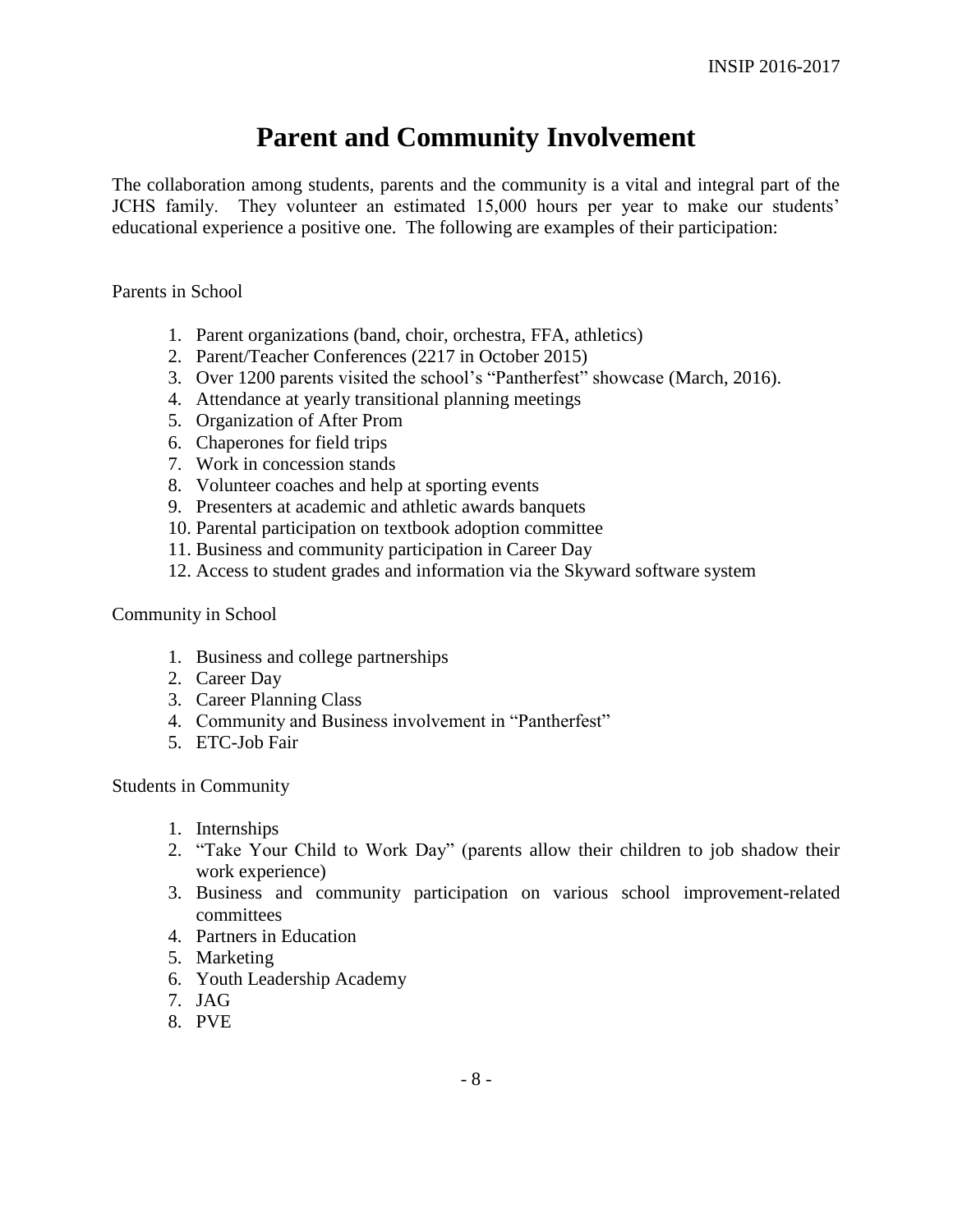# Parent and Community Involvement

The collaboration among students, parents and the community is a vital and integral part of the JCHS family. They volunteer an estimated 15,000 hours per year to make our students' educational experience a positive one. The following are examples of their participation:

Parents in School

1. Parent organizations (band, choir, orchestra, FFA, athletics)
2. Parent/Teacher Conferences (2217 in October 2015)
3. Over 1200 parents visited the school's "Pantherfest" showcase (March, 2016).
4. Attendance at yearly transitional planning meetings
5. Organization of After Prom
6. Chaperones for field trips
7. Work in concession stands
8. Volunteer coaches and help at sporting events
9. Presenters at academic and athletic awards banquets
10. Parental participation on textbook adoption committee
11. Business and community participation in Career Day
12. Access to student grades and information via the Skyward software system

Community in School

1. Business and college partnerships
2. Career Day
3. Career Planning Class
4. Community and Business involvement in "Pantherfest"
5. ETC-Job Fair

Students in Community

1. Internships
2. "Take Your Child to Work Day" (parents allow their children to job shadow their work experience)
3. Business and community participation on various school improvement-related committees
4. Partners in Education
5. Marketing
6. Youth Leadership Academy
7. JAG
8. PVE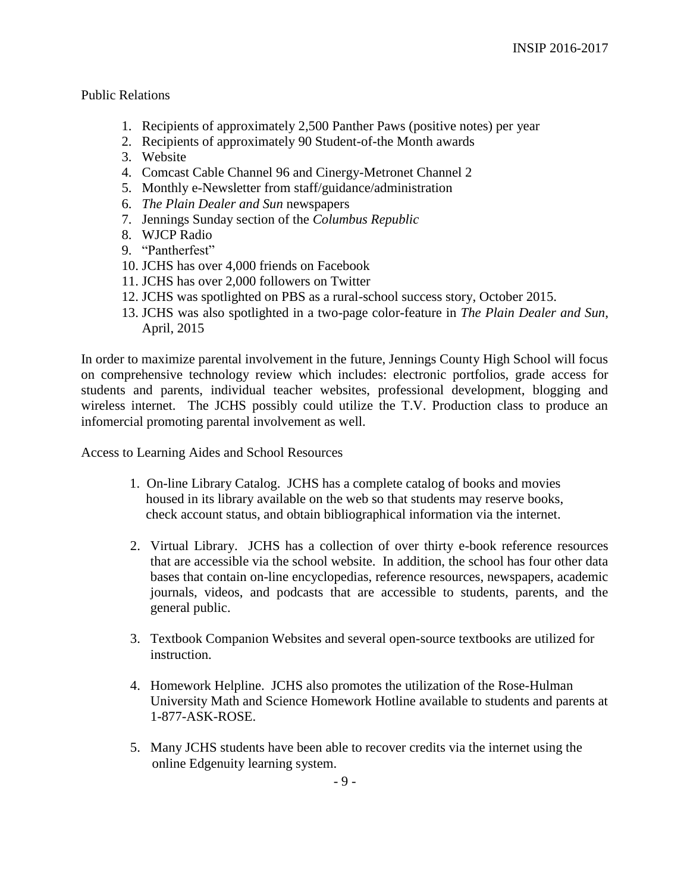Public Relations

1. Recipients of approximately 2,500 Panther Paws (positive notes) per year
2. Recipients of approximately 90 Student-of-the Month awards
3. Website
4. Comcast Cable Channel 96 and Cinergy-Metronet Channel 2
5. Monthly e-Newsletter from staff/guidance/administration
6. *The Plain Dealer and Sun* newspapers
7. Jennings Sunday section of the *Columbus Republic*
8. WJCP Radio
9. "Pantherfest"
10. JCHS has over 4,000 friends on Facebook
11. JCHS has over 2,000 followers on Twitter
12. JCHS was spotlighted on PBS as a rural-school success story, October 2015.
13. JCHS was also spotlighted in a two-page color-feature in *The Plain Dealer and Sun*, April, 2015

In order to maximize parental involvement in the future, Jennings County High School will focus on comprehensive technology review which includes: electronic portfolios, grade access for students and parents, individual teacher websites, professional development, blogging and wireless internet. The JCHS possibly could utilize the T.V. Production class to produce an infomercial promoting parental involvement as well.

Access to Learning Aides and School Resources

1. On-line Library Catalog. JCHS has a complete catalog of books and movies housed in its library available on the web so that students may reserve books, check account status, and obtain bibliographical information via the internet.

2. Virtual Library. JCHS has a collection of over thirty e-book reference resources that are accessible via the school website. In addition, the school has four other data bases that contain on-line encyclopedias, reference resources, newspapers, academic journals, videos, and podcasts that are accessible to students, parents, and the general public.

3. Textbook Companion Websites and several open-source textbooks are utilized for instruction.

4. Homework Helpline. JCHS also promotes the utilization of the Rose-Hulman University Math and Science Homework Hotline available to students and parents at 1-877-ASK-ROSE.

5. Many JCHS students have been able to recover credits via the internet using the online Edgenuity learning system.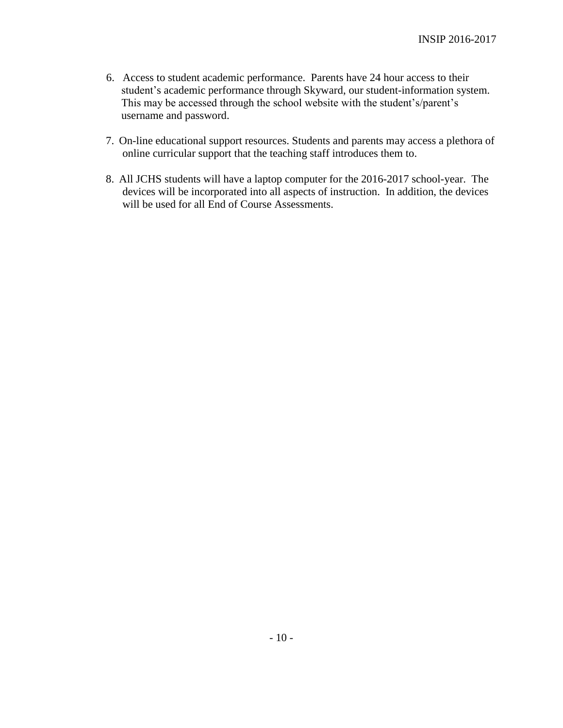6. Access to student academic performance. Parents have 24 hour access to their student's academic performance through Skyward, our student-information system. This may be accessed through the school website with the student's/parent's username and password.

7. On-line educational support resources. Students and parents may access a plethora of online curricular support that the teaching staff introduces them to.

8. All JCHS students will have a laptop computer for the 2016-2017 school-year. The devices will be incorporated into all aspects of instruction. In addition, the devices will be used for all End of Course Assessments.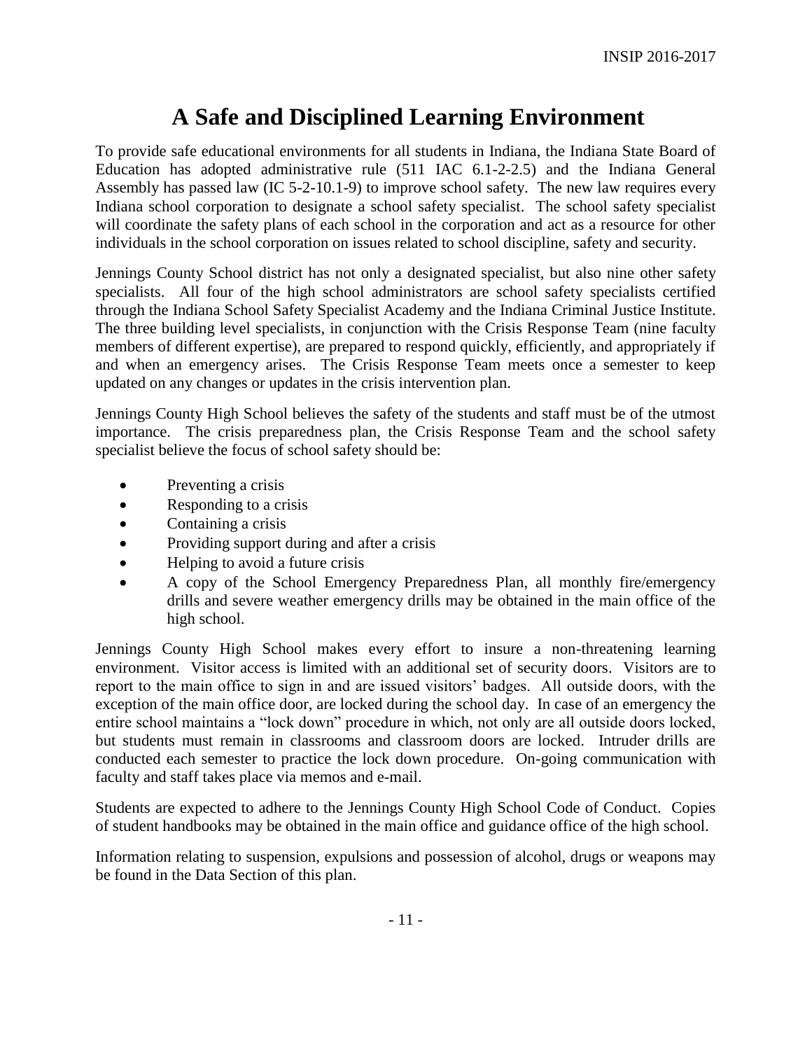# A Safe and Disciplined Learning Environment

To provide safe educational environments for all students in Indiana, the Indiana State Board of Education has adopted administrative rule (511 IAC 6.1-2-2.5) and the Indiana General Assembly has passed law (IC 5-2-10.1-9) to improve school safety. The new law requires every Indiana school corporation to designate a school safety specialist. The school safety specialist will coordinate the safety plans of each school in the corporation and act as a resource for other individuals in the school corporation on issues related to school discipline, safety and security.

Jennings County School district has not only a designated specialist, but also nine other safety specialists. All four of the high school administrators are school safety specialists certified through the Indiana School Safety Specialist Academy and the Indiana Criminal Justice Institute. The three building level specialists, in conjunction with the Crisis Response Team (nine faculty members of different expertise), are prepared to respond quickly, efficiently, and appropriately if and when an emergency arises. The Crisis Response Team meets once a semester to keep updated on any changes or updates in the crisis intervention plan.

Jennings County High School believes the safety of the students and staff must be of the utmost importance. The crisis preparedness plan, the Crisis Response Team and the school safety specialist believe the focus of school safety should be:

- Preventing a crisis
- Responding to a crisis
- Containing a crisis
- Providing support during and after a crisis
- Helping to avoid a future crisis
- A copy of the School Emergency Preparedness Plan, all monthly fire/emergency drills and severe weather emergency drills may be obtained in the main office of the high school.

Jennings County High School makes every effort to insure a non-threatening learning environment. Visitor access is limited with an additional set of security doors. Visitors are to report to the main office to sign in and are issued visitors' badges. All outside doors, with the exception of the main office door, are locked during the school day. In case of an emergency the entire school maintains a "lock down" procedure in which, not only are all outside doors locked, but students must remain in classrooms and classroom doors are locked. Intruder drills are conducted each semester to practice the lock down procedure. On-going communication with faculty and staff takes place via memos and e-mail.

Students are expected to adhere to the Jennings County High School Code of Conduct. Copies of student handbooks may be obtained in the main office and guidance office of the high school.

Information relating to suspension, expulsions and possession of alcohol, drugs or weapons may be found in the Data Section of this plan.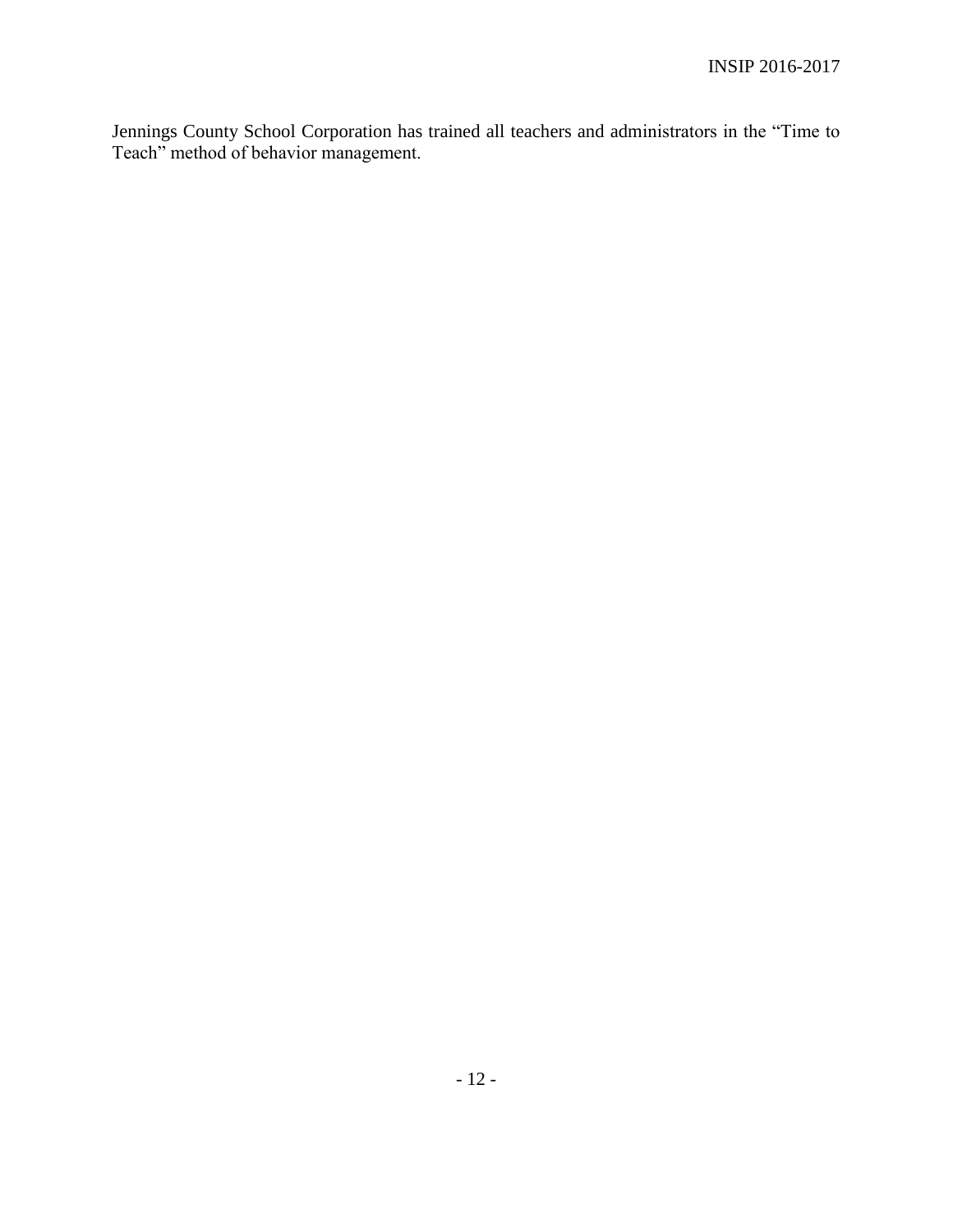Jennings County School Corporation has trained all teachers and administrators in the "Time to Teach" method of behavior management.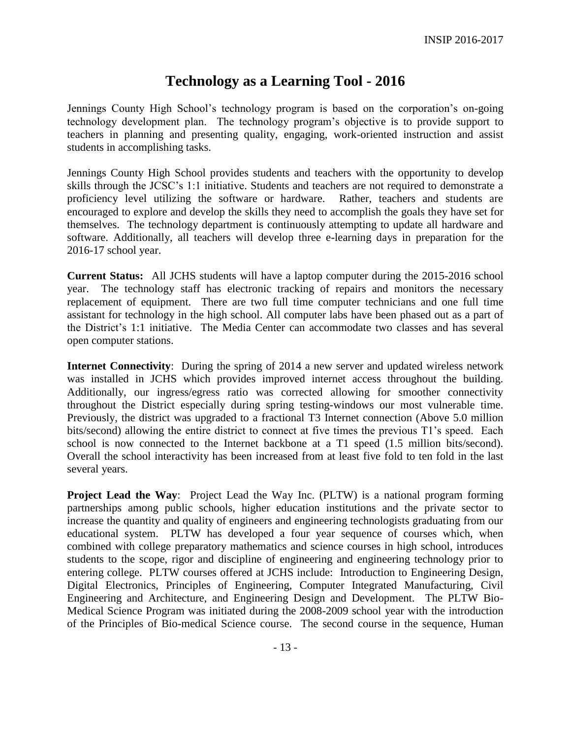# Technology as a Learning Tool - 2016

Jennings County High School's technology program is based on the corporation's on-going technology development plan. The technology program's objective is to provide support to teachers in planning and presenting quality, engaging, work-oriented instruction and assist students in accomplishing tasks.

Jennings County High School provides students and teachers with the opportunity to develop skills through the JCSC's 1:1 initiative. Students and teachers are not required to demonstrate a proficiency level utilizing the software or hardware. Rather, teachers and students are encouraged to explore and develop the skills they need to accomplish the goals they have set for themselves. The technology department is continuously attempting to update all hardware and software. Additionally, all teachers will develop three e-learning days in preparation for the 2016-17 school year.

**Current Status:** All JCHS students will have a laptop computer during the 2015-2016 school year. The technology staff has electronic tracking of repairs and monitors the necessary replacement of equipment. There are two full time computer technicians and one full time assistant for technology in the high school. All computer labs have been phased out as a part of the District's 1:1 initiative. The Media Center can accommodate two classes and has several open computer stations.

**Internet Connectivity**: During the spring of 2014 a new server and updated wireless network was installed in JCHS which provides improved internet access throughout the building. Additionally, our ingress/egress ratio was corrected allowing for smoother connectivity throughout the District especially during spring testing-windows our most vulnerable time. Previously, the district was upgraded to a fractional T3 Internet connection (Above 5.0 million bits/second) allowing the entire district to connect at five times the previous T1's speed. Each school is now connected to the Internet backbone at a T1 speed (1.5 million bits/second). Overall the school interactivity has been increased from at least five fold to ten fold in the last several years.

**Project Lead the Way**: Project Lead the Way Inc. (PLTW) is a national program forming partnerships among public schools, higher education institutions and the private sector to increase the quantity and quality of engineers and engineering technologists graduating from our educational system. PLTW has developed a four year sequence of courses which, when combined with college preparatory mathematics and science courses in high school, introduces students to the scope, rigor and discipline of engineering and engineering technology prior to entering college. PLTW courses offered at JCHS include: Introduction to Engineering Design, Digital Electronics, Principles of Engineering, Computer Integrated Manufacturing, Civil Engineering and Architecture, and Engineering Design and Development. The PLTW Bio-Medical Science Program was initiated during the 2008-2009 school year with the introduction of the Principles of Bio-medical Science course. The second course in the sequence, Human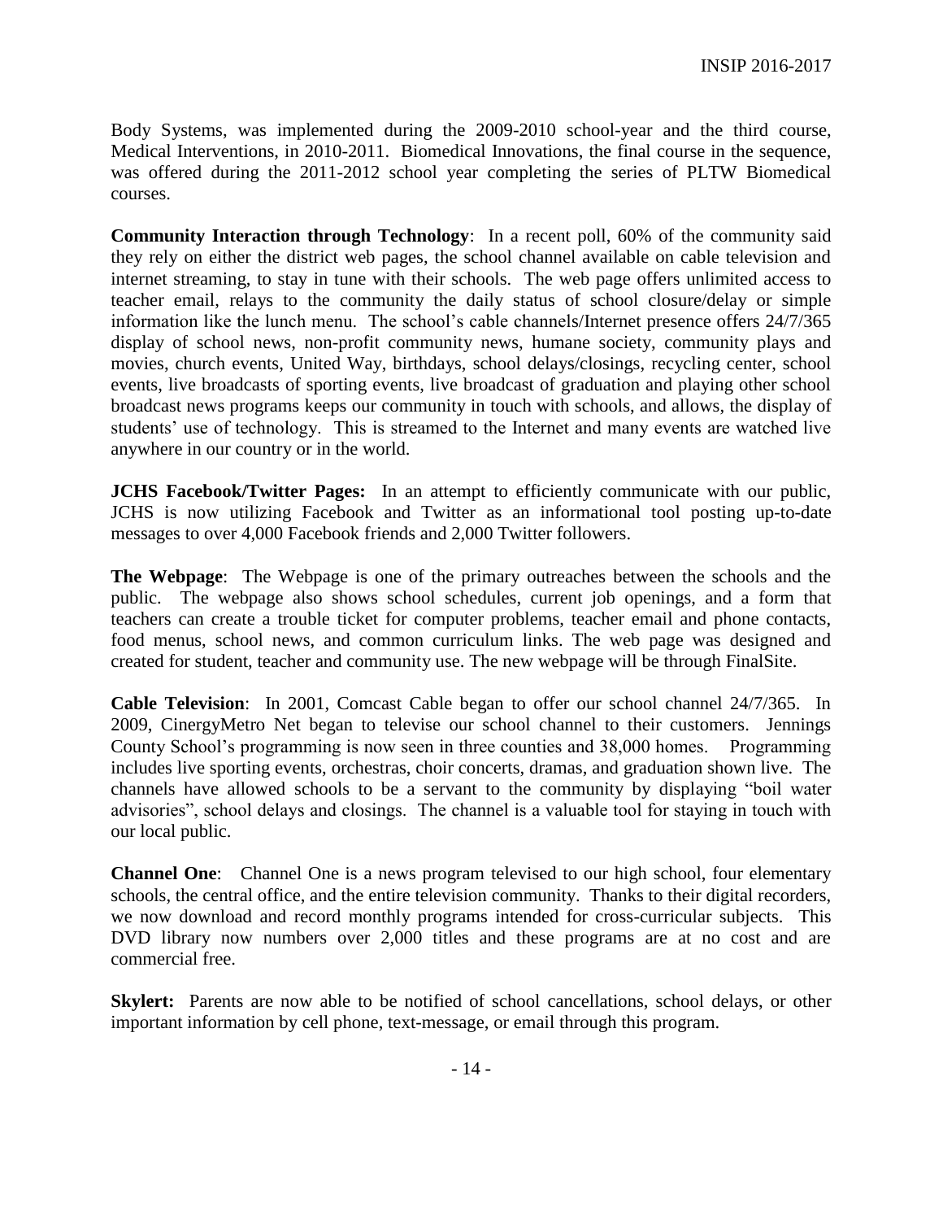Body Systems, was implemented during the 2009-2010 school-year and the third course, Medical Interventions, in 2010-2011. Biomedical Innovations, the final course in the sequence, was offered during the 2011-2012 school year completing the series of PLTW Biomedical courses.

**Community Interaction through Technology**: In a recent poll, 60% of the community said they rely on either the district web pages, the school channel available on cable television and internet streaming, to stay in tune with their schools. The web page offers unlimited access to teacher email, relays to the community the daily status of school closure/delay or simple information like the lunch menu. The school's cable channels/Internet presence offers 24/7/365 display of school news, non-profit community news, humane society, community plays and movies, church events, United Way, birthdays, school delays/closings, recycling center, school events, live broadcasts of sporting events, live broadcast of graduation and playing other school broadcast news programs keeps our community in touch with schools, and allows, the display of students' use of technology. This is streamed to the Internet and many events are watched live anywhere in our country or in the world.

**JCHS Facebook/Twitter Pages:** In an attempt to efficiently communicate with our public, JCHS is now utilizing Facebook and Twitter as an informational tool posting up-to-date messages to over 4,000 Facebook friends and 2,000 Twitter followers.

**The Webpage**: The Webpage is one of the primary outreaches between the schools and the public. The webpage also shows school schedules, current job openings, and a form that teachers can create a trouble ticket for computer problems, teacher email and phone contacts, food menus, school news, and common curriculum links. The web page was designed and created for student, teacher and community use. The new webpage will be through FinalSite.

**Cable Television**: In 2001, Comcast Cable began to offer our school channel 24/7/365. In 2009, CinergyMetro Net began to televise our school channel to their customers. Jennings County School's programming is now seen in three counties and 38,000 homes. Programming includes live sporting events, orchestras, choir concerts, dramas, and graduation shown live. The channels have allowed schools to be a servant to the community by displaying "boil water advisories", school delays and closings. The channel is a valuable tool for staying in touch with our local public.

**Channel One**: Channel One is a news program televised to our high school, four elementary schools, the central office, and the entire television community. Thanks to their digital recorders, we now download and record monthly programs intended for cross-curricular subjects. This DVD library now numbers over 2,000 titles and these programs are at no cost and are commercial free.

**Skylert:** Parents are now able to be notified of school cancellations, school delays, or other important information by cell phone, text-message, or email through this program.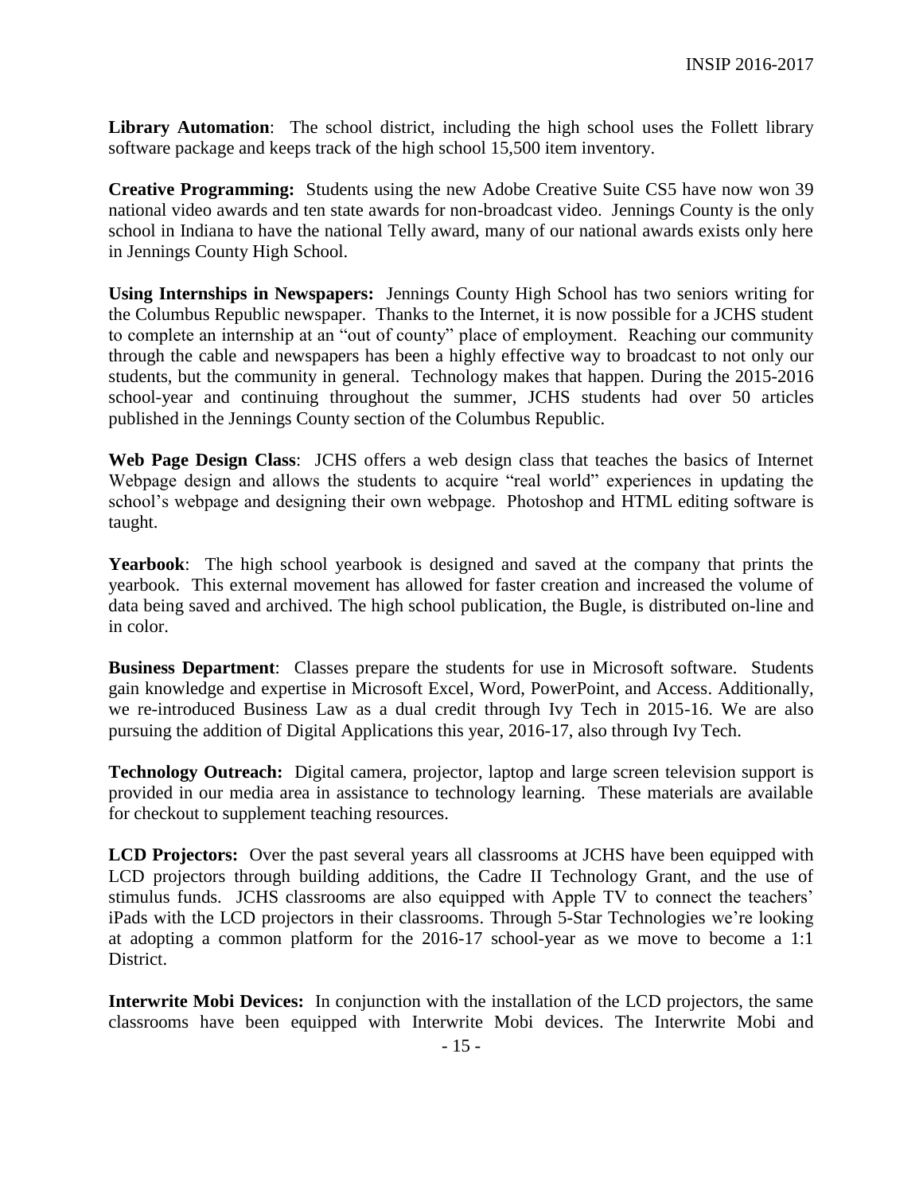**Library Automation**: The school district, including the high school uses the Follett library software package and keeps track of the high school 15,500 item inventory.

**Creative Programming:** Students using the new Adobe Creative Suite CS5 have now won 39 national video awards and ten state awards for non-broadcast video. Jennings County is the only school in Indiana to have the national Telly award, many of our national awards exists only here in Jennings County High School.

**Using Internships in Newspapers:** Jennings County High School has two seniors writing for the Columbus Republic newspaper. Thanks to the Internet, it is now possible for a JCHS student to complete an internship at an "out of county" place of employment. Reaching our community through the cable and newspapers has been a highly effective way to broadcast to not only our students, but the community in general. Technology makes that happen. During the 2015-2016 school-year and continuing throughout the summer, JCHS students had over 50 articles published in the Jennings County section of the Columbus Republic.

**Web Page Design Class**: JCHS offers a web design class that teaches the basics of Internet Webpage design and allows the students to acquire "real world" experiences in updating the school's webpage and designing their own webpage. Photoshop and HTML editing software is taught.

**Yearbook**: The high school yearbook is designed and saved at the company that prints the yearbook. This external movement has allowed for faster creation and increased the volume of data being saved and archived. The high school publication, the Bugle, is distributed on-line and in color.

**Business Department**: Classes prepare the students for use in Microsoft software. Students gain knowledge and expertise in Microsoft Excel, Word, PowerPoint, and Access. Additionally, we re-introduced Business Law as a dual credit through Ivy Tech in 2015-16. We are also pursuing the addition of Digital Applications this year, 2016-17, also through Ivy Tech.

**Technology Outreach:** Digital camera, projector, laptop and large screen television support is provided in our media area in assistance to technology learning. These materials are available for checkout to supplement teaching resources.

**LCD Projectors:** Over the past several years all classrooms at JCHS have been equipped with LCD projectors through building additions, the Cadre II Technology Grant, and the use of stimulus funds. JCHS classrooms are also equipped with Apple TV to connect the teachers' iPads with the LCD projectors in their classrooms. Through 5-Star Technologies we're looking at adopting a common platform for the 2016-17 school-year as we move to become a 1:1 District.

**Interwrite Mobi Devices:** In conjunction with the installation of the LCD projectors, the same classrooms have been equipped with Interwrite Mobi devices. The Interwrite Mobi and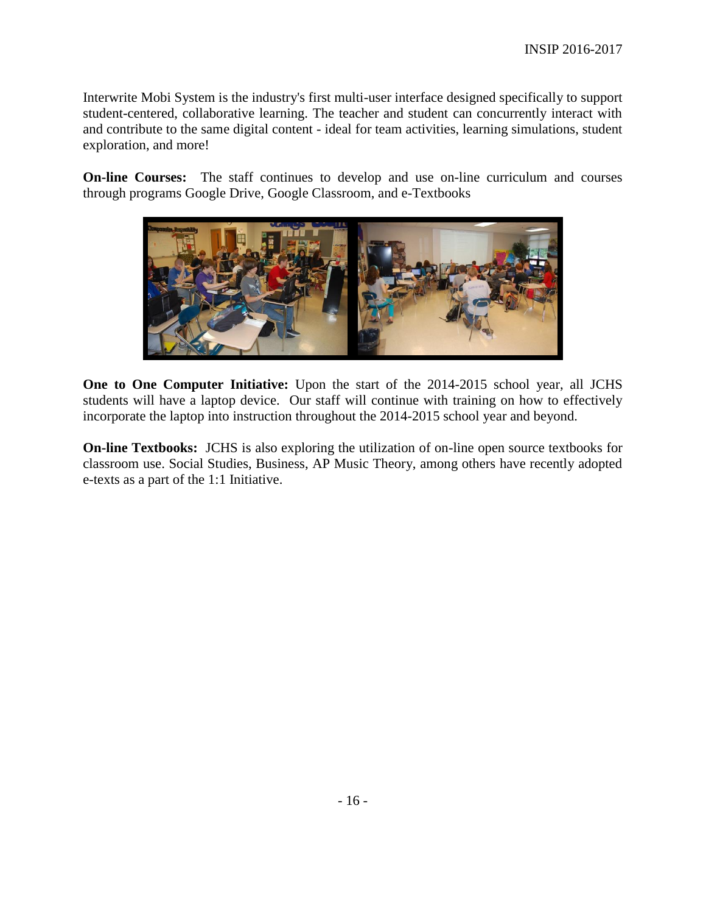Interwrite Mobi System is the industry's first multi-user interface designed specifically to support student-centered, collaborative learning. The teacher and student can concurrently interact with and contribute to the same digital content - ideal for team activities, learning simulations, student exploration, and more!

**On-line Courses:** The staff continues to develop and use on-line curriculum and courses through programs Google Drive, Google Classroom, and e-Textbooks

**One to One Computer Initiative:** Upon the start of the 2014-2015 school year, all JCHS students will have a laptop device. Our staff will continue with training on how to effectively incorporate the laptop into instruction throughout the 2014-2015 school year and beyond.

**On-line Textbooks:** JCHS is also exploring the utilization of on-line open source textbooks for classroom use. Social Studies, Business, AP Music Theory, among others have recently adopted e-texts as a part of the 1:1 Initiative.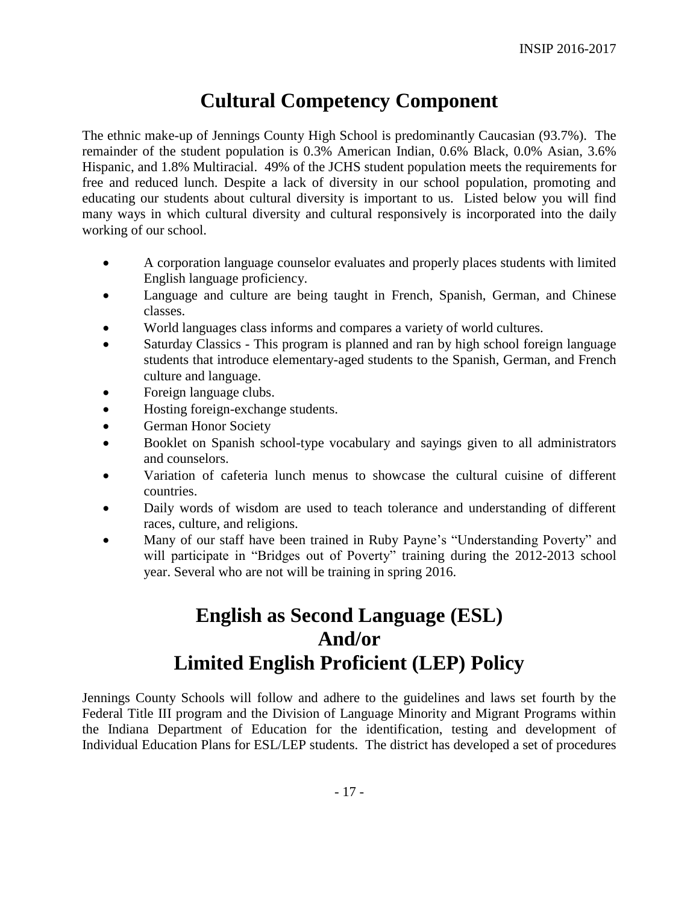# Cultural Competency Component

The ethnic make-up of Jennings County High School is predominantly Caucasian (93.7%). The remainder of the student population is 0.3% American Indian, 0.6% Black, 0.0% Asian, 3.6% Hispanic, and 1.8% Multiracial. 49% of the JCHS student population meets the requirements for free and reduced lunch. Despite a lack of diversity in our school population, promoting and educating our students about cultural diversity is important to us. Listed below you will find many ways in which cultural diversity and cultural responsively is incorporated into the daily working of our school.

- A corporation language counselor evaluates and properly places students with limited English language proficiency.
- Language and culture are being taught in French, Spanish, German, and Chinese classes.
- World languages class informs and compares a variety of world cultures.
- Saturday Classics - This program is planned and ran by high school foreign language students that introduce elementary-aged students to the Spanish, German, and French culture and language.
- Foreign language clubs.
- Hosting foreign-exchange students.
- German Honor Society
- Booklet on Spanish school-type vocabulary and sayings given to all administrators and counselors.
- Variation of cafeteria lunch menus to showcase the cultural cuisine of different countries.
- Daily words of wisdom are used to teach tolerance and understanding of different races, culture, and religions.
- Many of our staff have been trained in Ruby Payne's "Understanding Poverty" and will participate in "Bridges out of Poverty" training during the 2012-2013 school year. Several who are not will be training in spring 2016.

# English as Second Language (ESL) And/or Limited English Proficient (LEP) Policy

Jennings County Schools will follow and adhere to the guidelines and laws set fourth by the Federal Title III program and the Division of Language Minority and Migrant Programs within the Indiana Department of Education for the identification, testing and development of Individual Education Plans for ESL/LEP students. The district has developed a set of procedures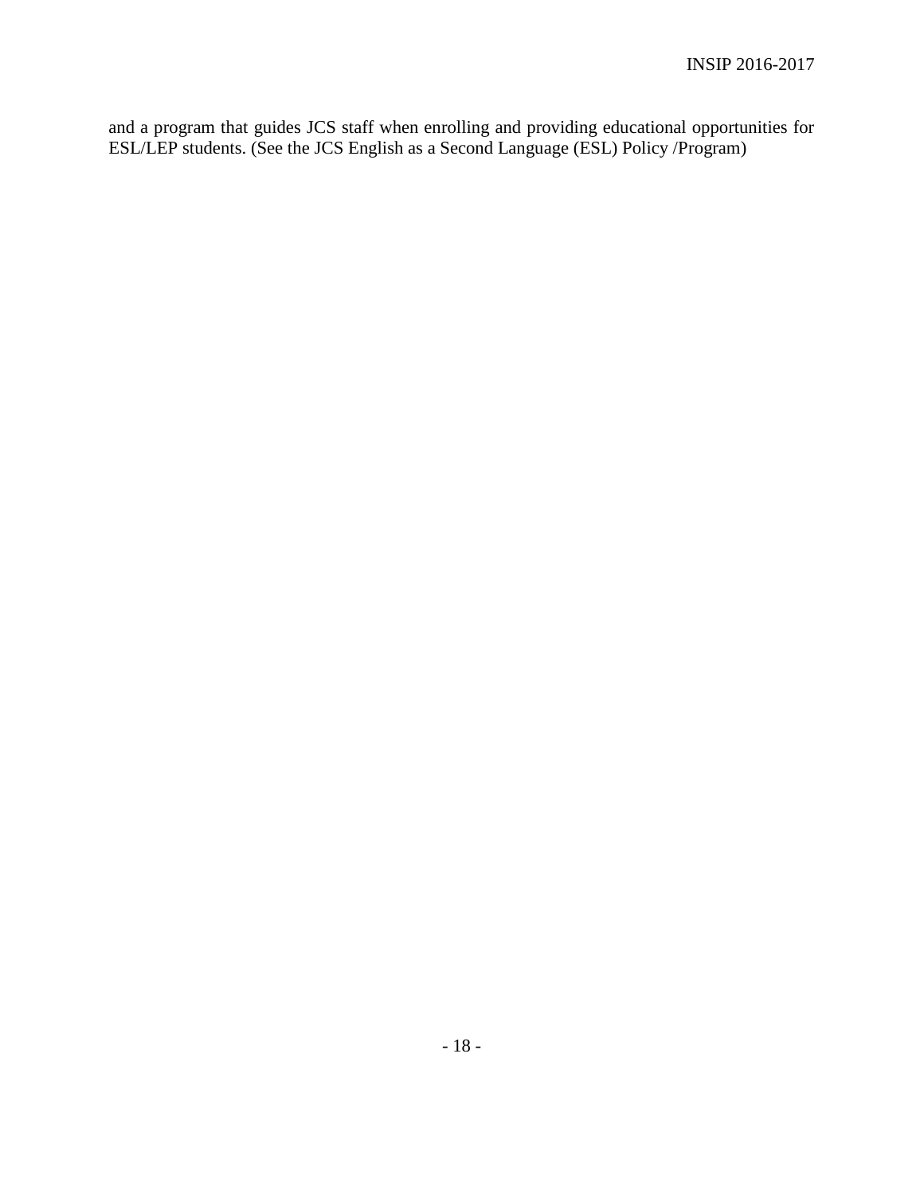and a program that guides JCS staff when enrolling and providing educational opportunities for ESL/LEP students. (See the JCS English as a Second Language (ESL) Policy /Program)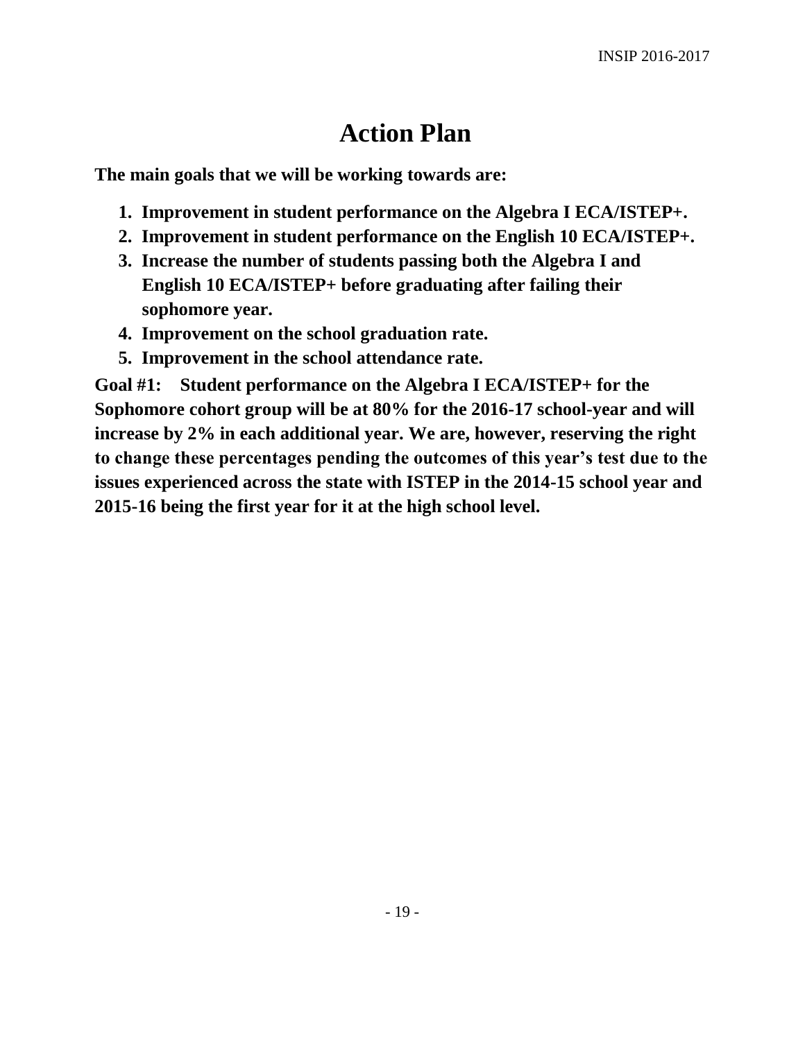# Action Plan

**The main goals that we will be working towards are:**

1. **Improvement in student performance on the Algebra I ECA/ISTEP+.**
2. **Improvement in student performance on the English 10 ECA/ISTEP+.**
3. **Increase the number of students passing both the Algebra I and English 10 ECA/ISTEP+ before graduating after failing their sophomore year.**
4. **Improvement on the school graduation rate.**
5. **Improvement in the school attendance rate.**

**Goal #1: Student performance on the Algebra I ECA/ISTEP+ for the Sophomore cohort group will be at 80% for the 2016-17 school-year and will increase by 2% in each additional year. We are, however, reserving the right to change these percentages pending the outcomes of this year's test due to the issues experienced across the state with ISTEP in the 2014-15 school year and 2015-16 being the first year for it at the high school level.**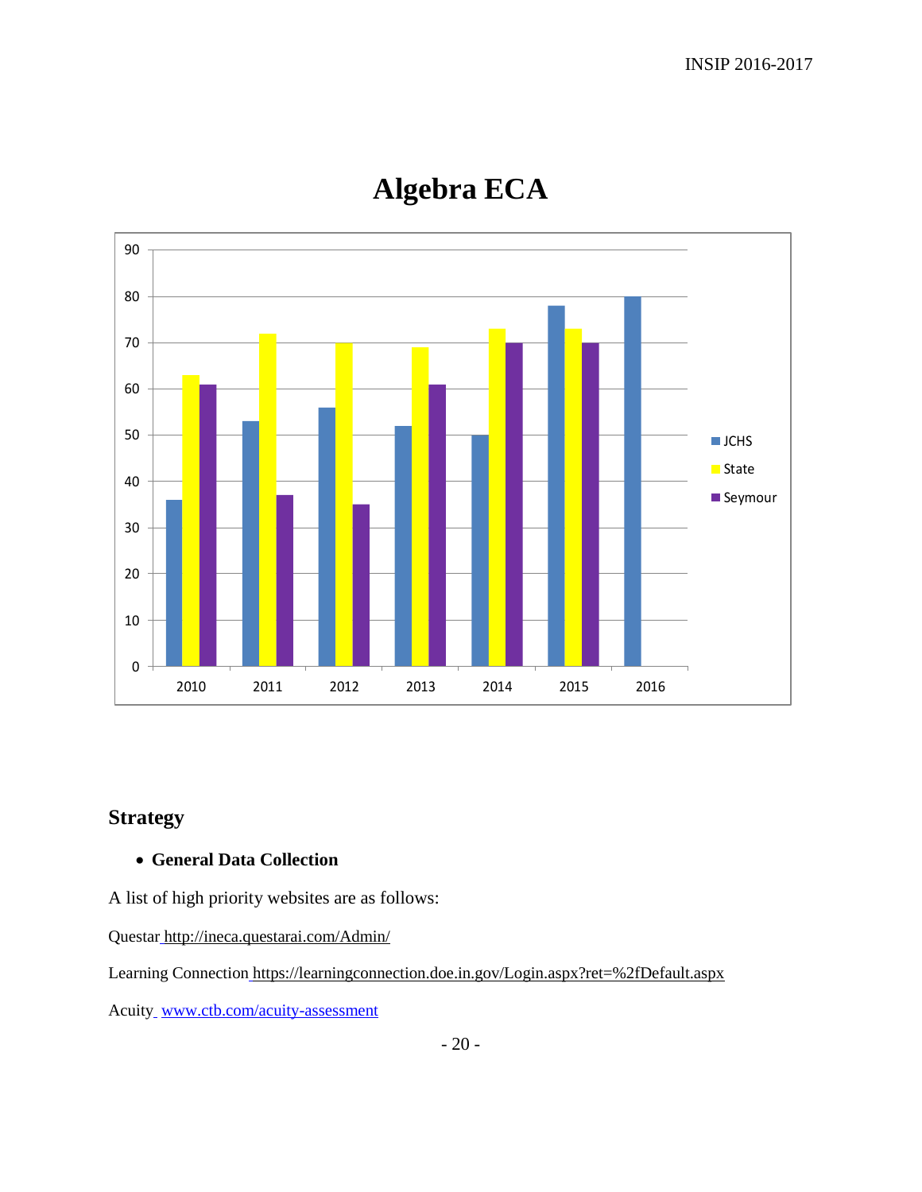# Algebra ECA

| Year | JCHS | State | Seymour |
|---|---|---|---|
| 2010 | 36 | 63 | 61 |
| 2011 | 53 | 72 | 37 |
| 2012 | 56 | 70 | 35 |
| 2013 | 52 | 69 | 61 |
| 2014 | 50 | 73 | 70 |
| 2015 | 78 | 73 | 70 |
| 2016 | 80 | | |

## Strategy

- **General Data Collection**

A list of high priority websites are as follows:

Questar http://ineca.questarai.com/Admin/

Learning Connection https://learningconnection.doe.in.gov/Login.aspx?ret=%2fDefault.aspx

Acuity www.ctb.com/acuity-assessment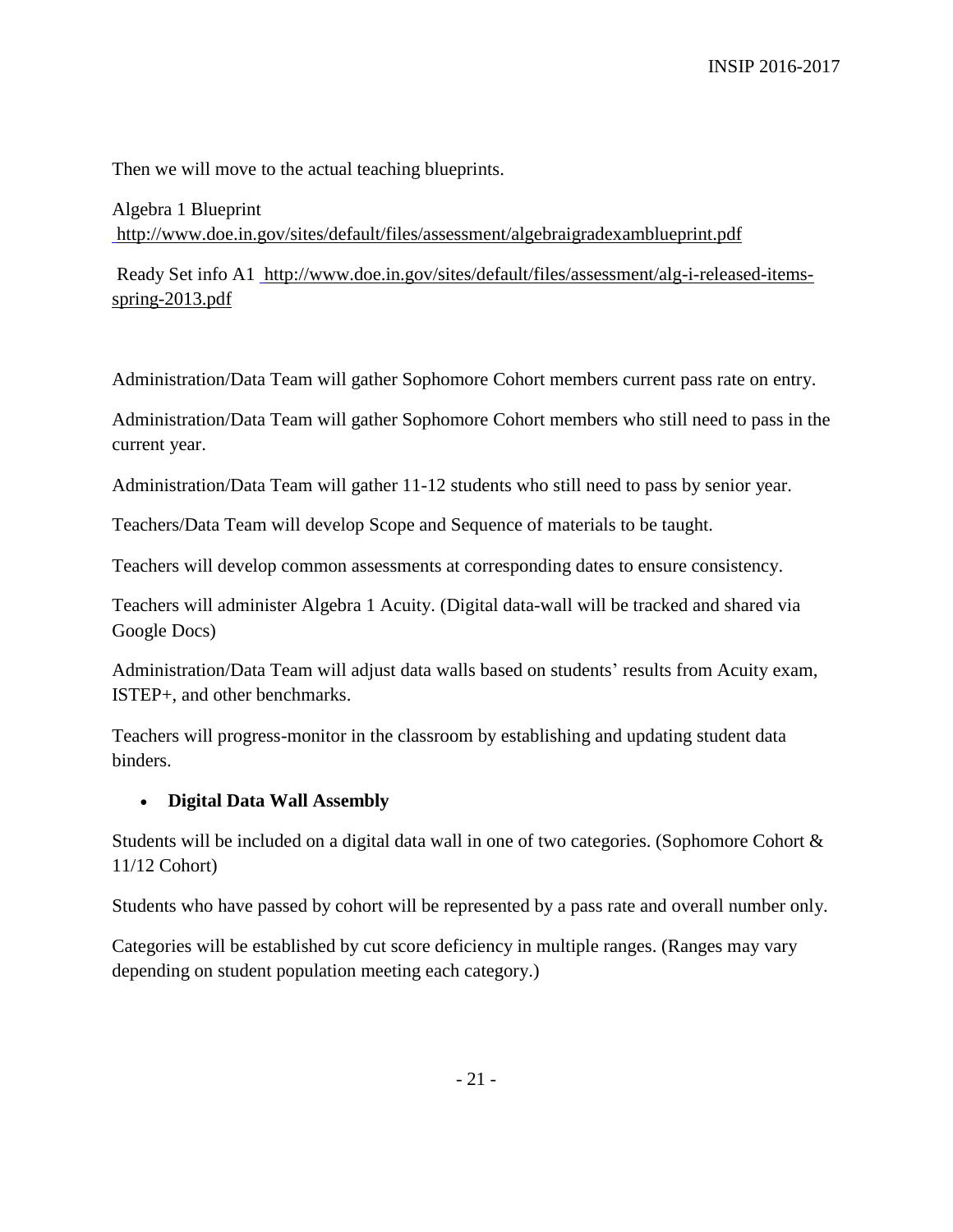Then we will move to the actual teaching blueprints.

Algebra 1 Blueprint
http://www.doe.in.gov/sites/default/files/assessment/algebraigradexamblueprint.pdf

Ready Set info A1 http://www.doe.in.gov/sites/default/files/assessment/alg-i-released-items-spring-2013.pdf

Administration/Data Team will gather Sophomore Cohort members current pass rate on entry.

Administration/Data Team will gather Sophomore Cohort members who still need to pass in the current year.

Administration/Data Team will gather 11-12 students who still need to pass by senior year.

Teachers/Data Team will develop Scope and Sequence of materials to be taught.

Teachers will develop common assessments at corresponding dates to ensure consistency.

Teachers will administer Algebra 1 Acuity. (Digital data-wall will be tracked and shared via Google Docs)

Administration/Data Team will adjust data walls based on students' results from Acuity exam, ISTEP+, and other benchmarks.

Teachers will progress-monitor in the classroom by establishing and updating student data binders.

- **Digital Data Wall Assembly**

Students will be included on a digital data wall in one of two categories. (Sophomore Cohort & 11/12 Cohort)

Students who have passed by cohort will be represented by a pass rate and overall number only.

Categories will be established by cut score deficiency in multiple ranges. (Ranges may vary depending on student population meeting each category.)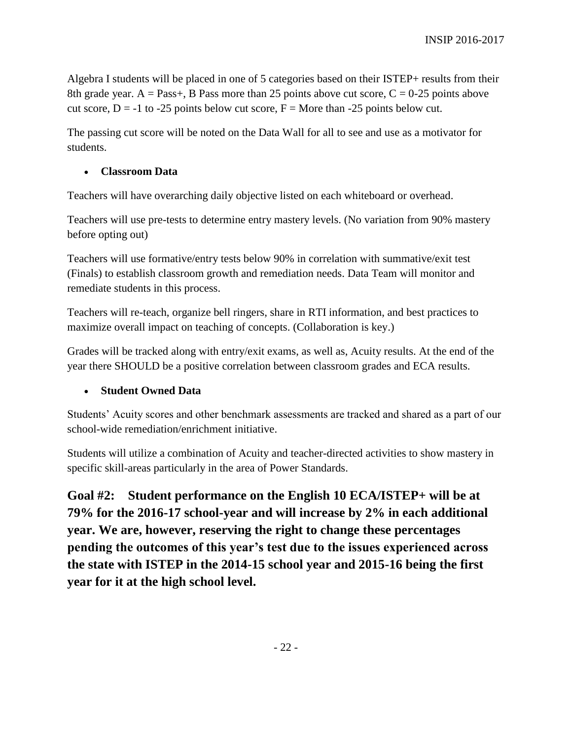Algebra I students will be placed in one of 5 categories based on their ISTEP+ results from their 8th grade year. A = Pass+, B Pass more than 25 points above cut score, C = 0-25 points above cut score, D = -1 to -25 points below cut score, F = More than -25 points below cut.

The passing cut score will be noted on the Data Wall for all to see and use as a motivator for students.

- **Classroom Data**

Teachers will have overarching daily objective listed on each whiteboard or overhead.

Teachers will use pre-tests to determine entry mastery levels. (No variation from 90% mastery before opting out)

Teachers will use formative/entry tests below 90% in correlation with summative/exit test (Finals) to establish classroom growth and remediation needs. Data Team will monitor and remediate students in this process.

Teachers will re-teach, organize bell ringers, share in RTI information, and best practices to maximize overall impact on teaching of concepts. (Collaboration is key.)

Grades will be tracked along with entry/exit exams, as well as, Acuity results. At the end of the year there SHOULD be a positive correlation between classroom grades and ECA results.

- **Student Owned Data**

Students' Acuity scores and other benchmark assessments are tracked and shared as a part of our school-wide remediation/enrichment initiative.

Students will utilize a combination of Acuity and teacher-directed activities to show mastery in specific skill-areas particularly in the area of Power Standards.

## Goal #2: Student performance on the English 10 ECA/ISTEP+ will be at 79% for the 2016-17 school-year and will increase by 2% in each additional year. We are, however, reserving the right to change these percentages pending the outcomes of this year's test due to the issues experienced across the state with ISTEP in the 2014-15 school year and 2015-16 being the first year for it at the high school level.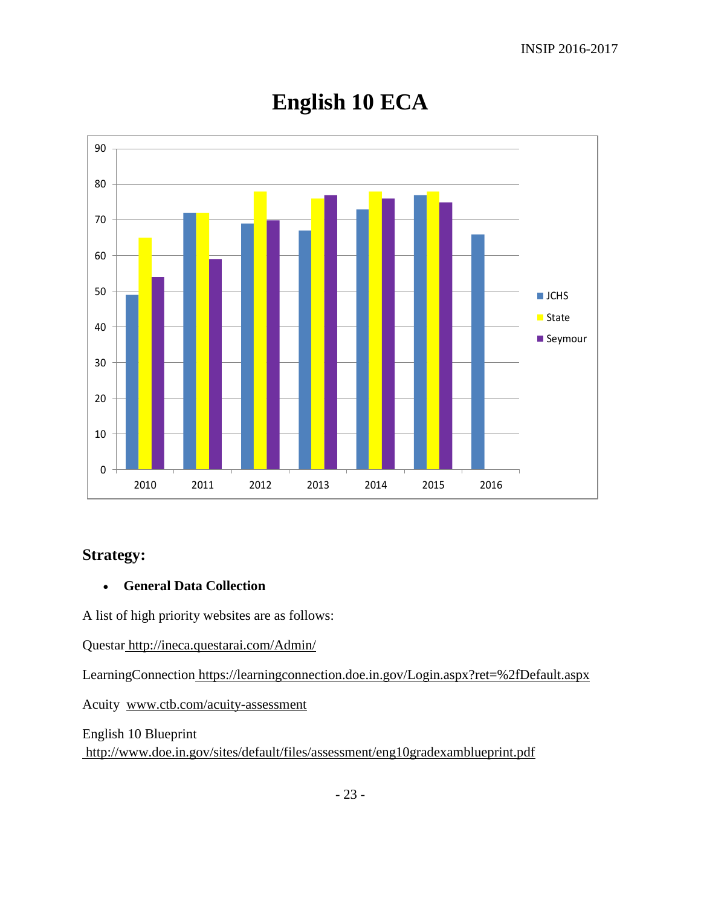# English 10 ECA

| Year | JCHS | State | Seymour |
|---|---|---|---|
| 2010 | 49 | 65 | 54 |
| 2011 | 72 | 72 | 59 |
| 2012 | 69 | 78 | 70 |
| 2013 | 67 | 76 | 77 |
| 2014 | 73 | 78 | 76 |
| 2015 | 77 | 78 | 75 |
| 2016 | 66 | | |

## Strategy:

- **General Data Collection**

A list of high priority websites are as follows:

Questar http://ineca.questarai.com/Admin/

LearningConnection https://learningconnection.doe.in.gov/Login.aspx?ret=%2fDefault.aspx

Acuity www.ctb.com/acuity-assessment

English 10 Blueprint
http://www.doe.in.gov/sites/default/files/assessment/eng10gradexamblueprint.pdf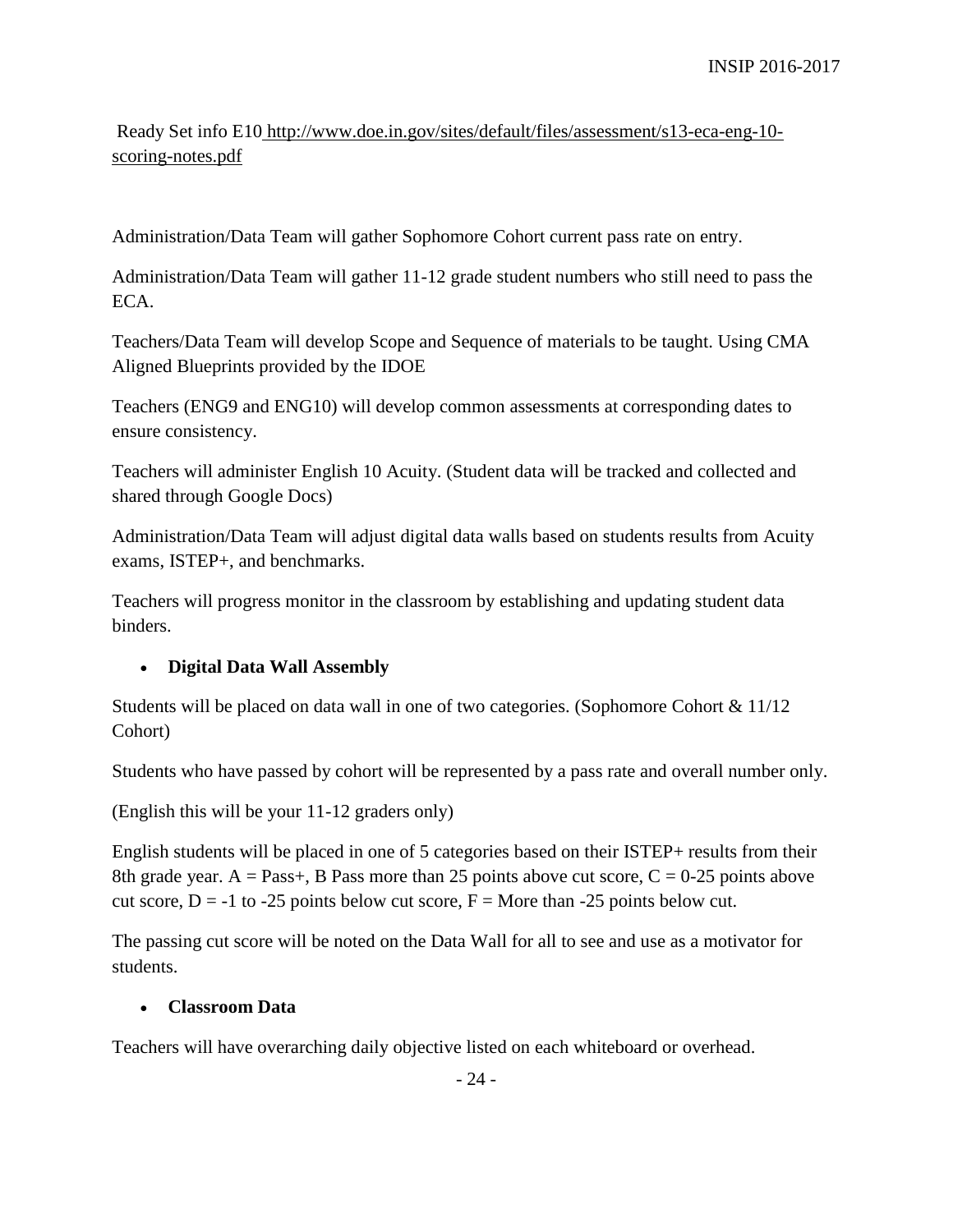Ready Set info E10 http://www.doe.in.gov/sites/default/files/assessment/s13-eca-eng-10-scoring-notes.pdf

Administration/Data Team will gather Sophomore Cohort current pass rate on entry.

Administration/Data Team will gather 11-12 grade student numbers who still need to pass the ECA.

Teachers/Data Team will develop Scope and Sequence of materials to be taught. Using CMA Aligned Blueprints provided by the IDOE

Teachers (ENG9 and ENG10) will develop common assessments at corresponding dates to ensure consistency.

Teachers will administer English 10 Acuity. (Student data will be tracked and collected and shared through Google Docs)

Administration/Data Team will adjust digital data walls based on students results from Acuity exams, ISTEP+, and benchmarks.

Teachers will progress monitor in the classroom by establishing and updating student data binders.

- **Digital Data Wall Assembly**

Students will be placed on data wall in one of two categories. (Sophomore Cohort & 11/12 Cohort)

Students who have passed by cohort will be represented by a pass rate and overall number only.

(English this will be your 11-12 graders only)

English students will be placed in one of 5 categories based on their ISTEP+ results from their 8th grade year. A = Pass+, B Pass more than 25 points above cut score, C = 0-25 points above cut score, D = -1 to -25 points below cut score, F = More than -25 points below cut.

The passing cut score will be noted on the Data Wall for all to see and use as a motivator for students.

- **Classroom Data**

Teachers will have overarching daily objective listed on each whiteboard or overhead.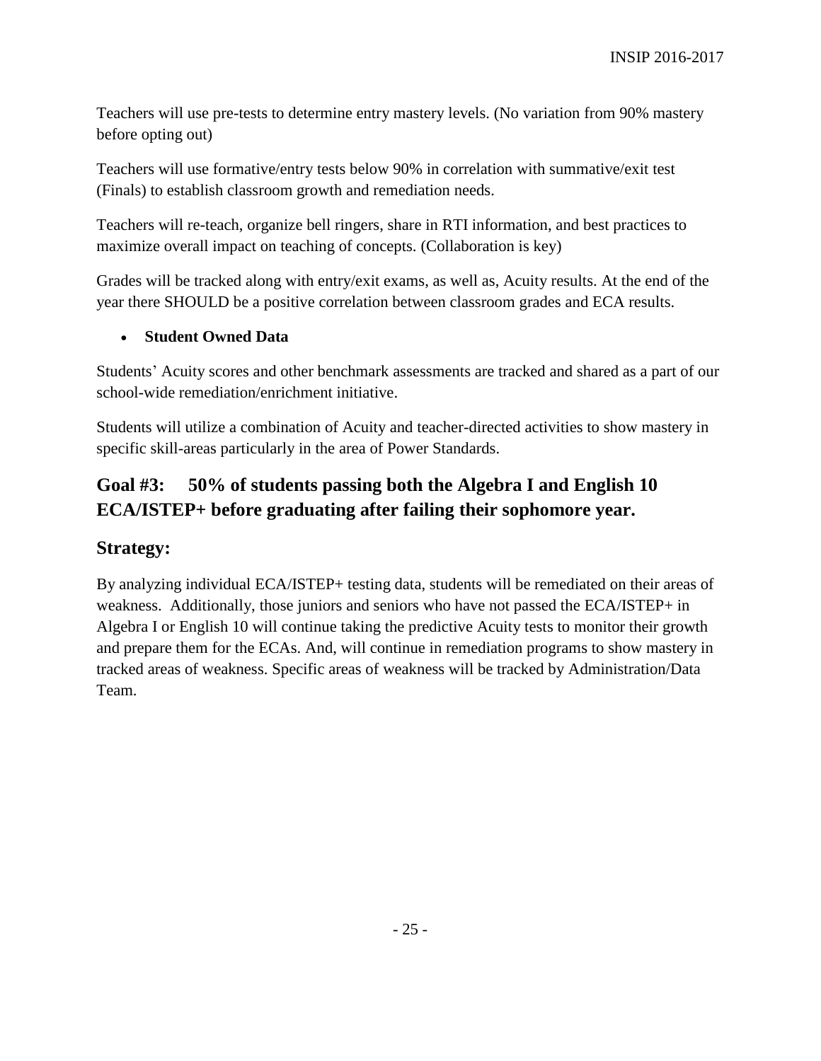Teachers will use pre-tests to determine entry mastery levels. (No variation from 90% mastery before opting out)

Teachers will use formative/entry tests below 90% in correlation with summative/exit test (Finals) to establish classroom growth and remediation needs.

Teachers will re-teach, organize bell ringers, share in RTI information, and best practices to maximize overall impact on teaching of concepts. (Collaboration is key)

Grades will be tracked along with entry/exit exams, as well as, Acuity results. At the end of the year there SHOULD be a positive correlation between classroom grades and ECA results.

- **Student Owned Data**

Students' Acuity scores and other benchmark assessments are tracked and shared as a part of our school-wide remediation/enrichment initiative.

Students will utilize a combination of Acuity and teacher-directed activities to show mastery in specific skill-areas particularly in the area of Power Standards.

## Goal #3: 50% of students passing both the Algebra I and English 10 ECA/ISTEP+ before graduating after failing their sophomore year.

## Strategy:

By analyzing individual ECA/ISTEP+ testing data, students will be remediated on their areas of weakness. Additionally, those juniors and seniors who have not passed the ECA/ISTEP+ in Algebra I or English 10 will continue taking the predictive Acuity tests to monitor their growth and prepare them for the ECAs. And, will continue in remediation programs to show mastery in tracked areas of weakness. Specific areas of weakness will be tracked by Administration/Data Team.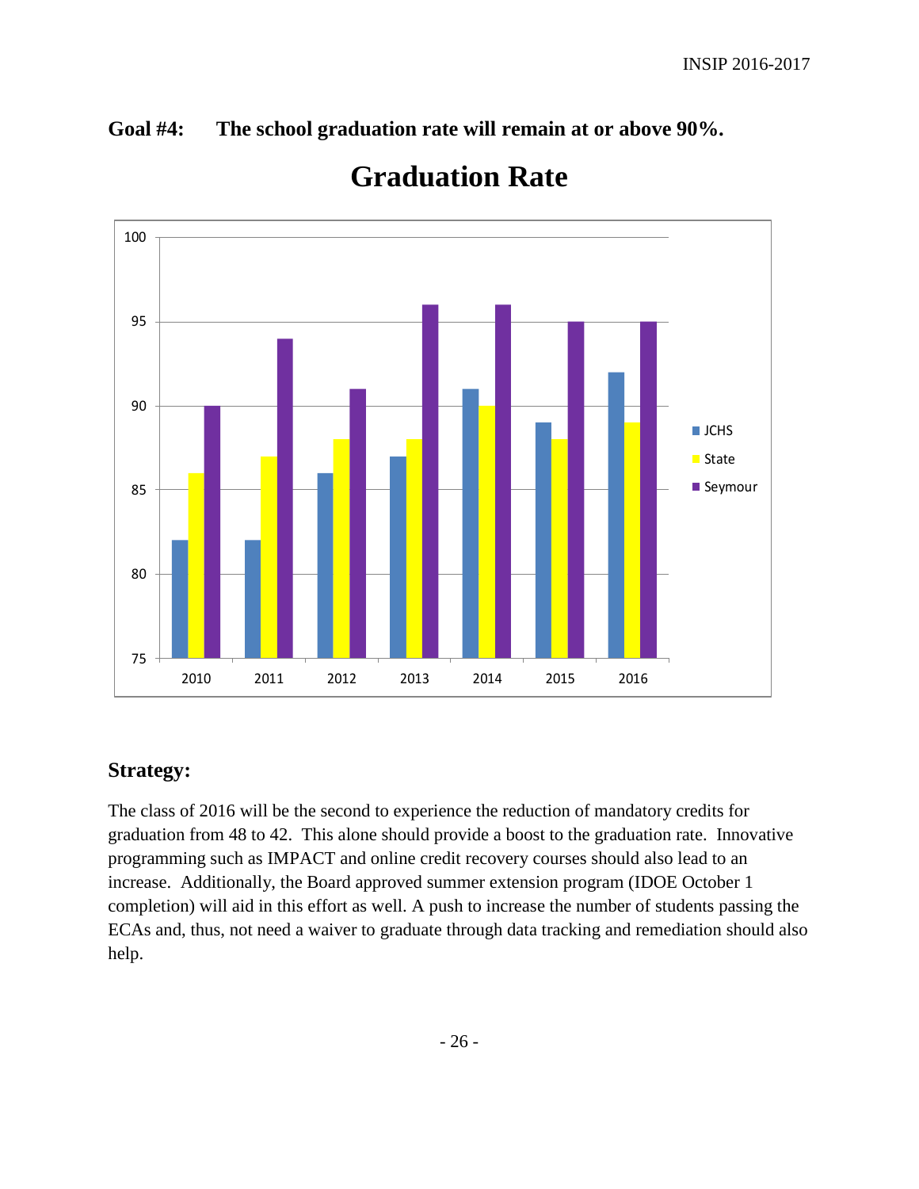**Goal #4: The school graduation rate will remain at or above 90%.**

# Graduation Rate

| Year | JCHS | State | Seymour |
|---|---|---|---|
| 2010 | 82 | 86 | 90 |
| 2011 | 82 | 87 | 94 |
| 2012 | 86 | 88 | 91 |
| 2013 | 87 | 88 | 96 |
| 2014 | 91 | 90 | 96 |
| 2015 | 89 | 88 | 95 |
| 2016 | 92 | 89 | 95 |

## Strategy:

The class of 2016 will be the second to experience the reduction of mandatory credits for graduation from 48 to 42. This alone should provide a boost to the graduation rate. Innovative programming such as IMPACT and online credit recovery courses should also lead to an increase. Additionally, the Board approved summer extension program (IDOE October 1 completion) will aid in this effort as well. A push to increase the number of students passing the ECAs and, thus, not need a waiver to graduate through data tracking and remediation should also help.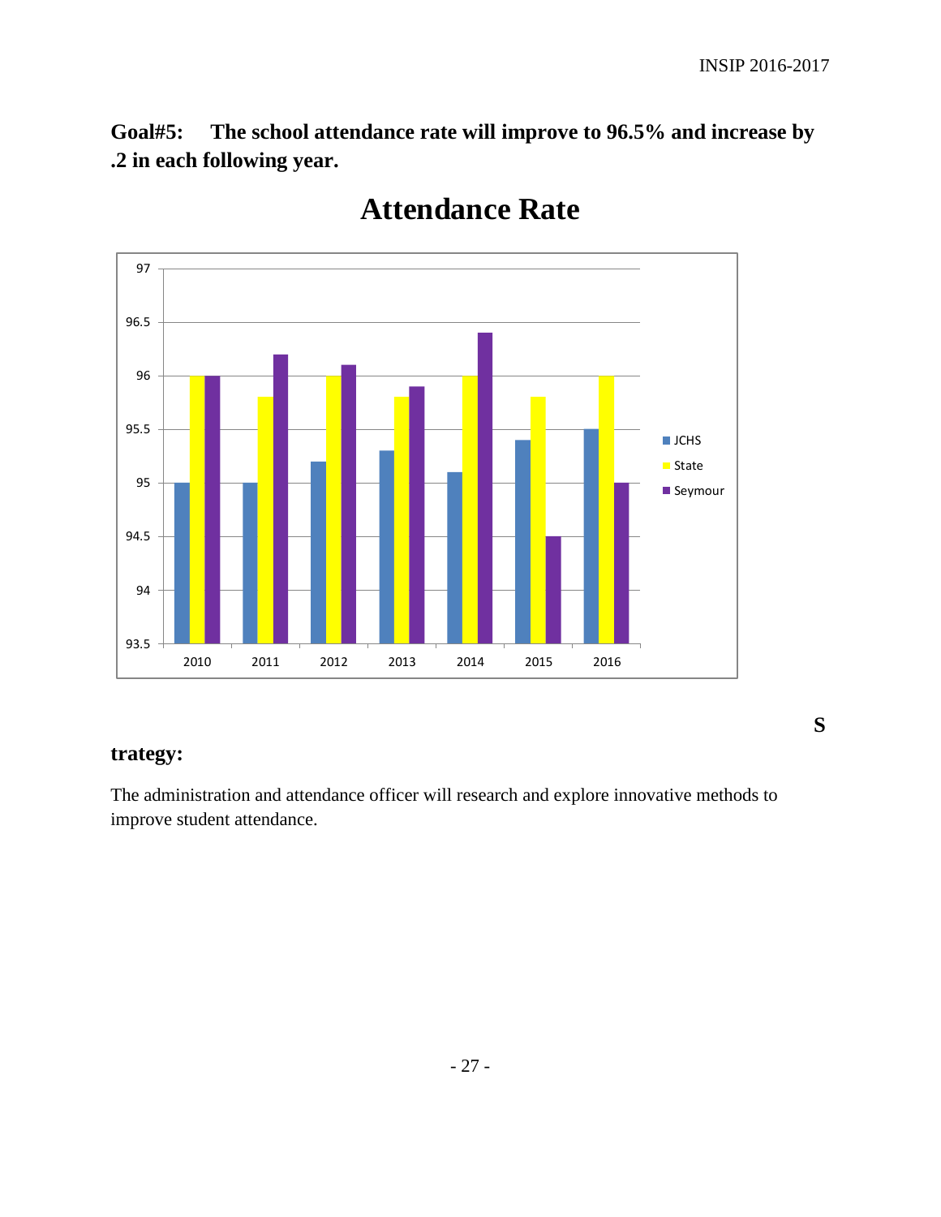**Goal#5: The school attendance rate will improve to 96.5% and increase by .2 in each following year.**

## Attendance Rate

| Year | JCHS | State | Seymour |
|---|---|---|---|
| 2010 | 95 | 96 | 96 |
| 2011 | 95 | 95.8 | 96.2 |
| 2012 | 95.2 | 96 | 96.1 |
| 2013 | 95.3 | 95.8 | 95.9 |
| 2014 | 95.1 | 96 | 96.4 |
| 2015 | 95.4 | 95.8 | 94.5 |
| 2016 | 95.5 | 96 | 95 |

**Strategy:**

The administration and attendance officer will research and explore innovative methods to improve student attendance.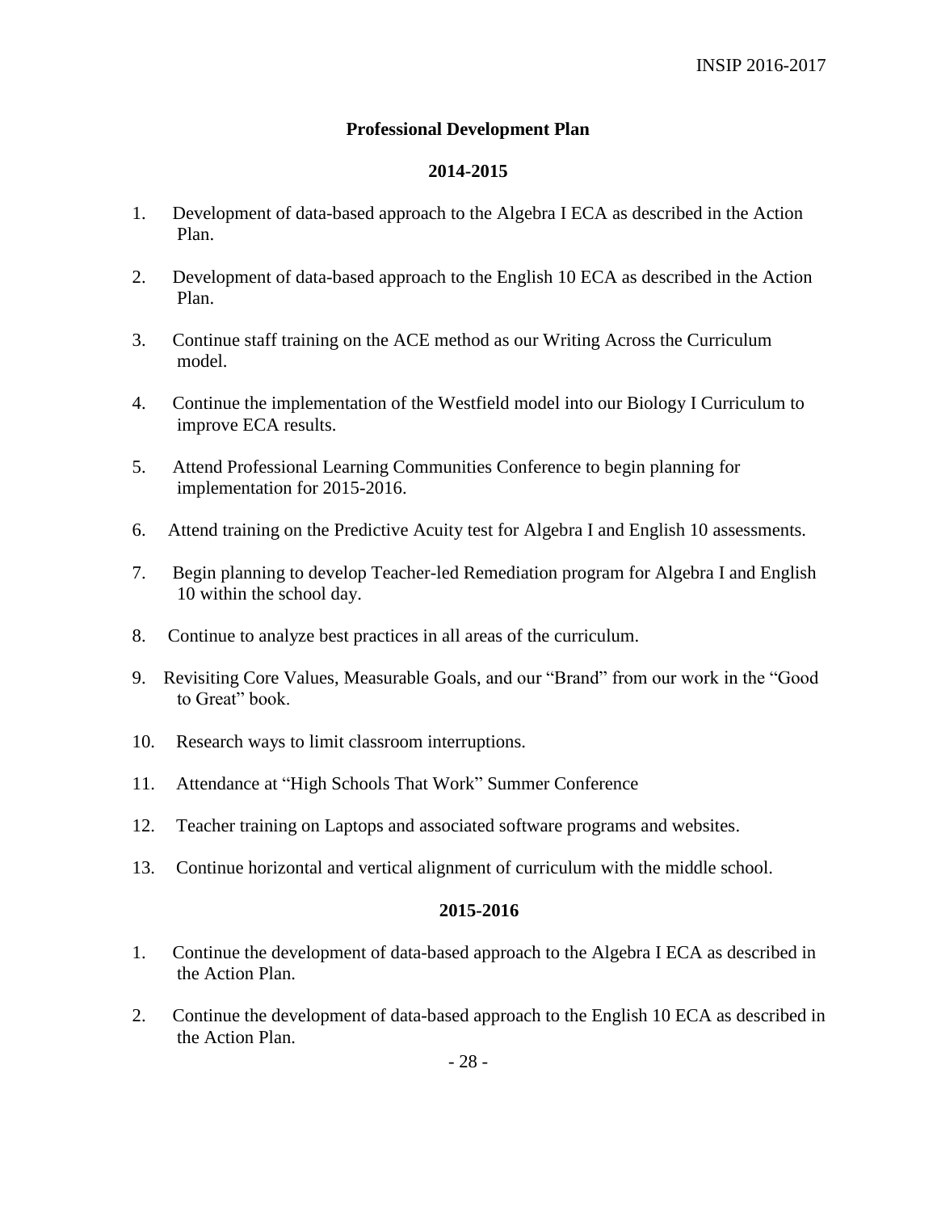## Professional Development Plan

### 2014-2015

1. Development of data-based approach to the Algebra I ECA as described in the Action Plan.

2. Development of data-based approach to the English 10 ECA as described in the Action Plan.

3. Continue staff training on the ACE method as our Writing Across the Curriculum model.

4. Continue the implementation of the Westfield model into our Biology I Curriculum to improve ECA results.

5. Attend Professional Learning Communities Conference to begin planning for implementation for 2015-2016.

6. Attend training on the Predictive Acuity test for Algebra I and English 10 assessments.

7. Begin planning to develop Teacher-led Remediation program for Algebra I and English 10 within the school day.

8. Continue to analyze best practices in all areas of the curriculum.

9. Revisiting Core Values, Measurable Goals, and our "Brand" from our work in the "Good to Great" book.

10. Research ways to limit classroom interruptions.

11. Attendance at "High Schools That Work" Summer Conference

12. Teacher training on Laptops and associated software programs and websites.

13. Continue horizontal and vertical alignment of curriculum with the middle school.

### 2015-2016

1. Continue the development of data-based approach to the Algebra I ECA as described in the Action Plan.

2. Continue the development of data-based approach to the English 10 ECA as described in the Action Plan.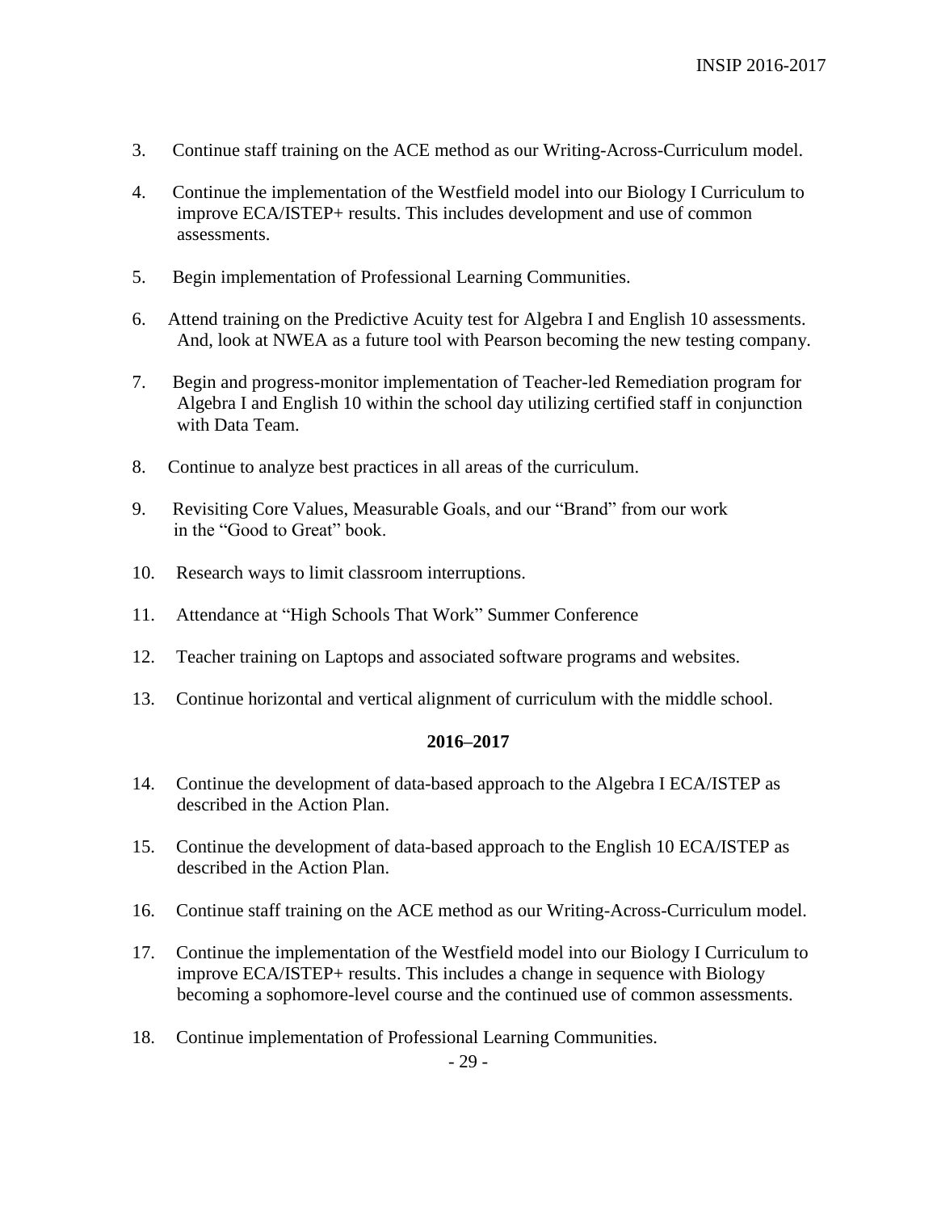3. Continue staff training on the ACE method as our Writing-Across-Curriculum model.

4. Continue the implementation of the Westfield model into our Biology I Curriculum to improve ECA/ISTEP+ results. This includes development and use of common assessments.

5. Begin implementation of Professional Learning Communities.

6. Attend training on the Predictive Acuity test for Algebra I and English 10 assessments. And, look at NWEA as a future tool with Pearson becoming the new testing company.

7. Begin and progress-monitor implementation of Teacher-led Remediation program for Algebra I and English 10 within the school day utilizing certified staff in conjunction with Data Team.

8. Continue to analyze best practices in all areas of the curriculum.

9. Revisiting Core Values, Measurable Goals, and our "Brand" from our work in the "Good to Great" book.

10. Research ways to limit classroom interruptions.

11. Attendance at "High Schools That Work" Summer Conference

12. Teacher training on Laptops and associated software programs and websites.

13. Continue horizontal and vertical alignment of curriculum with the middle school.

**2016–2017**

14. Continue the development of data-based approach to the Algebra I ECA/ISTEP as described in the Action Plan.

15. Continue the development of data-based approach to the English 10 ECA/ISTEP as described in the Action Plan.

16. Continue staff training on the ACE method as our Writing-Across-Curriculum model.

17. Continue the implementation of the Westfield model into our Biology I Curriculum to improve ECA/ISTEP+ results. This includes a change in sequence with Biology becoming a sophomore-level course and the continued use of common assessments.

18. Continue implementation of Professional Learning Communities.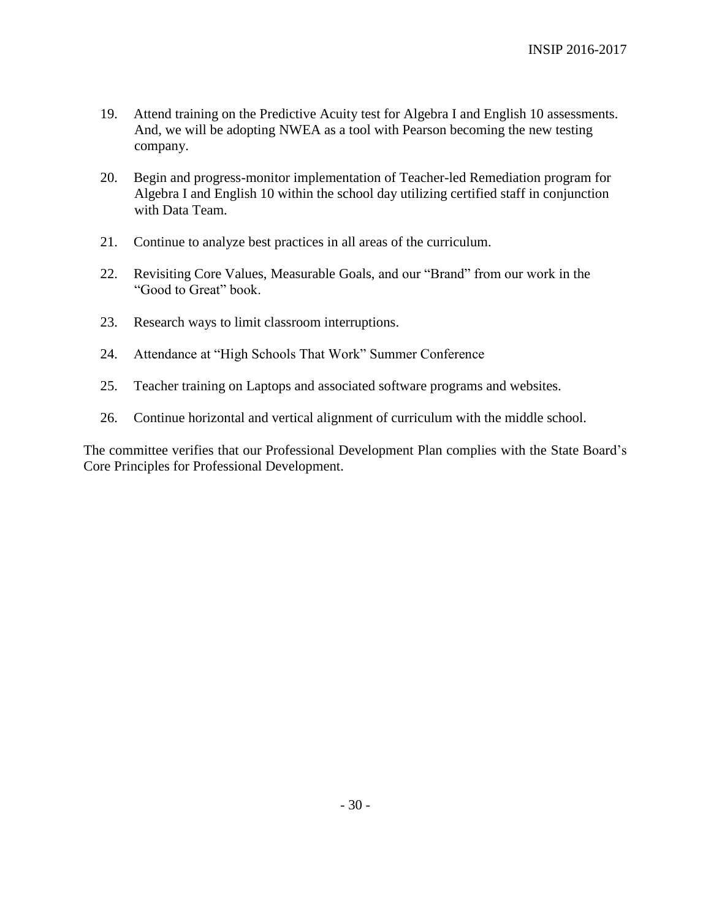19. Attend training on the Predictive Acuity test for Algebra I and English 10 assessments. And, we will be adopting NWEA as a tool with Pearson becoming the new testing company.

20. Begin and progress-monitor implementation of Teacher-led Remediation program for Algebra I and English 10 within the school day utilizing certified staff in conjunction with Data Team.

21. Continue to analyze best practices in all areas of the curriculum.

22. Revisiting Core Values, Measurable Goals, and our "Brand" from our work in the "Good to Great" book.

23. Research ways to limit classroom interruptions.

24. Attendance at "High Schools That Work" Summer Conference

25. Teacher training on Laptops and associated software programs and websites.

26. Continue horizontal and vertical alignment of curriculum with the middle school.

The committee verifies that our Professional Development Plan complies with the State Board's Core Principles for Professional Development.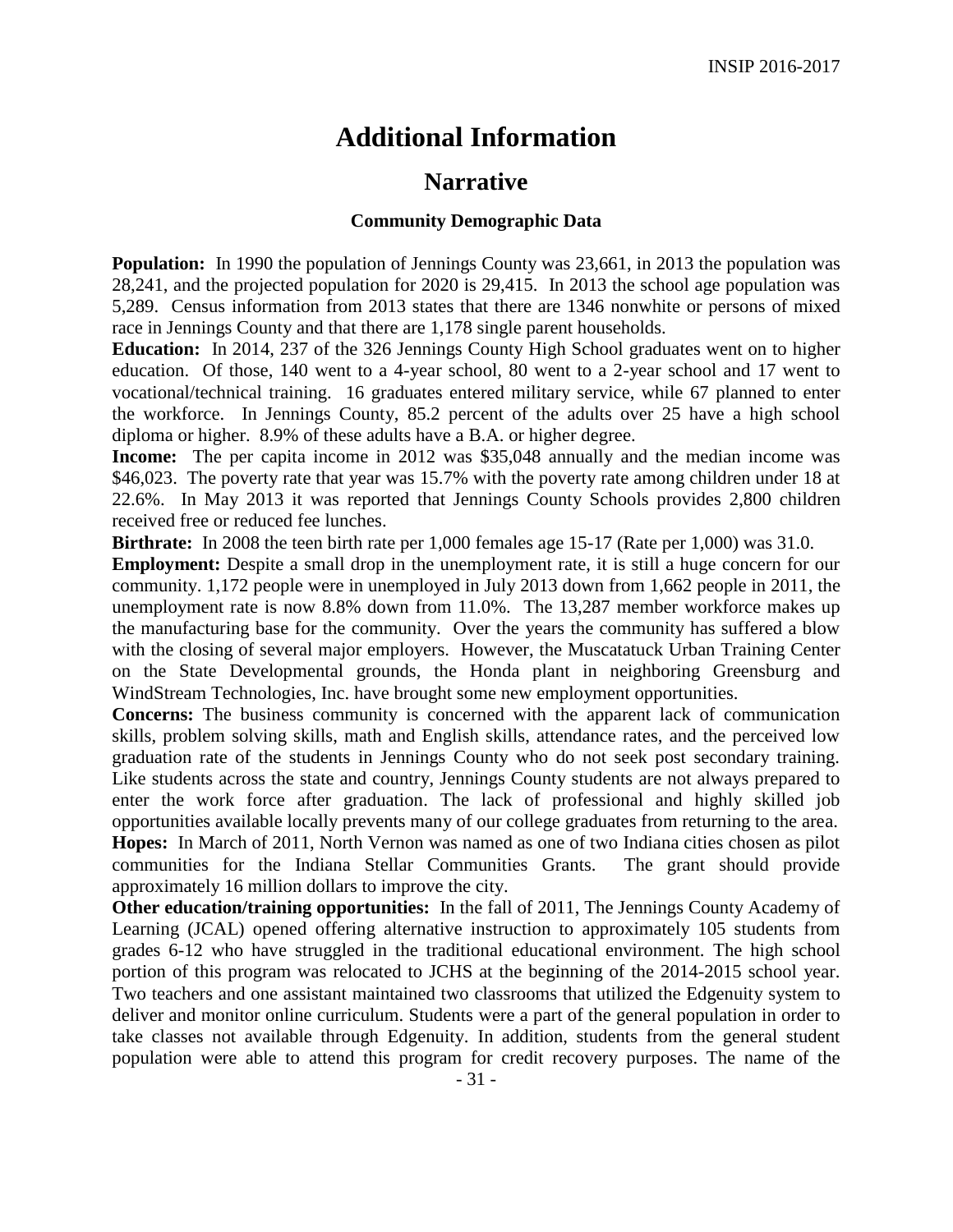# Additional Information

## Narrative

### Community Demographic Data

**Population:** In 1990 the population of Jennings County was 23,661, in 2013 the population was 28,241, and the projected population for 2020 is 29,415. In 2013 the school age population was 5,289. Census information from 2013 states that there are 1346 nonwhite or persons of mixed race in Jennings County and that there are 1,178 single parent households.

**Education:** In 2014, 237 of the 326 Jennings County High School graduates went on to higher education. Of those, 140 went to a 4-year school, 80 went to a 2-year school and 17 went to vocational/technical training. 16 graduates entered military service, while 67 planned to enter the workforce. In Jennings County, 85.2 percent of the adults over 25 have a high school diploma or higher. 8.9% of these adults have a B.A. or higher degree.

**Income:** The per capita income in 2012 was $35,048 annually and the median income was $46,023. The poverty rate that year was 15.7% with the poverty rate among children under 18 at 22.6%. In May 2013 it was reported that Jennings County Schools provides 2,800 children received free or reduced fee lunches.

**Birthrate:** In 2008 the teen birth rate per 1,000 females age 15-17 (Rate per 1,000) was 31.0.

**Employment:** Despite a small drop in the unemployment rate, it is still a huge concern for our community. 1,172 people were in unemployed in July 2013 down from 1,662 people in 2011, the unemployment rate is now 8.8% down from 11.0%. The 13,287 member workforce makes up the manufacturing base for the community. Over the years the community has suffered a blow with the closing of several major employers. However, the Muscatatuck Urban Training Center on the State Developmental grounds, the Honda plant in neighboring Greensburg and WindStream Technologies, Inc. have brought some new employment opportunities.

**Concerns:** The business community is concerned with the apparent lack of communication skills, problem solving skills, math and English skills, attendance rates, and the perceived low graduation rate of the students in Jennings County who do not seek post secondary training. Like students across the state and country, Jennings County students are not always prepared to enter the work force after graduation. The lack of professional and highly skilled job opportunities available locally prevents many of our college graduates from returning to the area.

**Hopes:** In March of 2011, North Vernon was named as one of two Indiana cities chosen as pilot communities for the Indiana Stellar Communities Grants. The grant should provide approximately 16 million dollars to improve the city.

**Other education/training opportunities:** In the fall of 2011, The Jennings County Academy of Learning (JCAL) opened offering alternative instruction to approximately 105 students from grades 6-12 who have struggled in the traditional educational environment. The high school portion of this program was relocated to JCHS at the beginning of the 2014-2015 school year. Two teachers and one assistant maintained two classrooms that utilized the Edgenuity system to deliver and monitor online curriculum. Students were a part of the general population in order to take classes not available through Edgenuity. In addition, students from the general student population were able to attend this program for credit recovery purposes. The name of the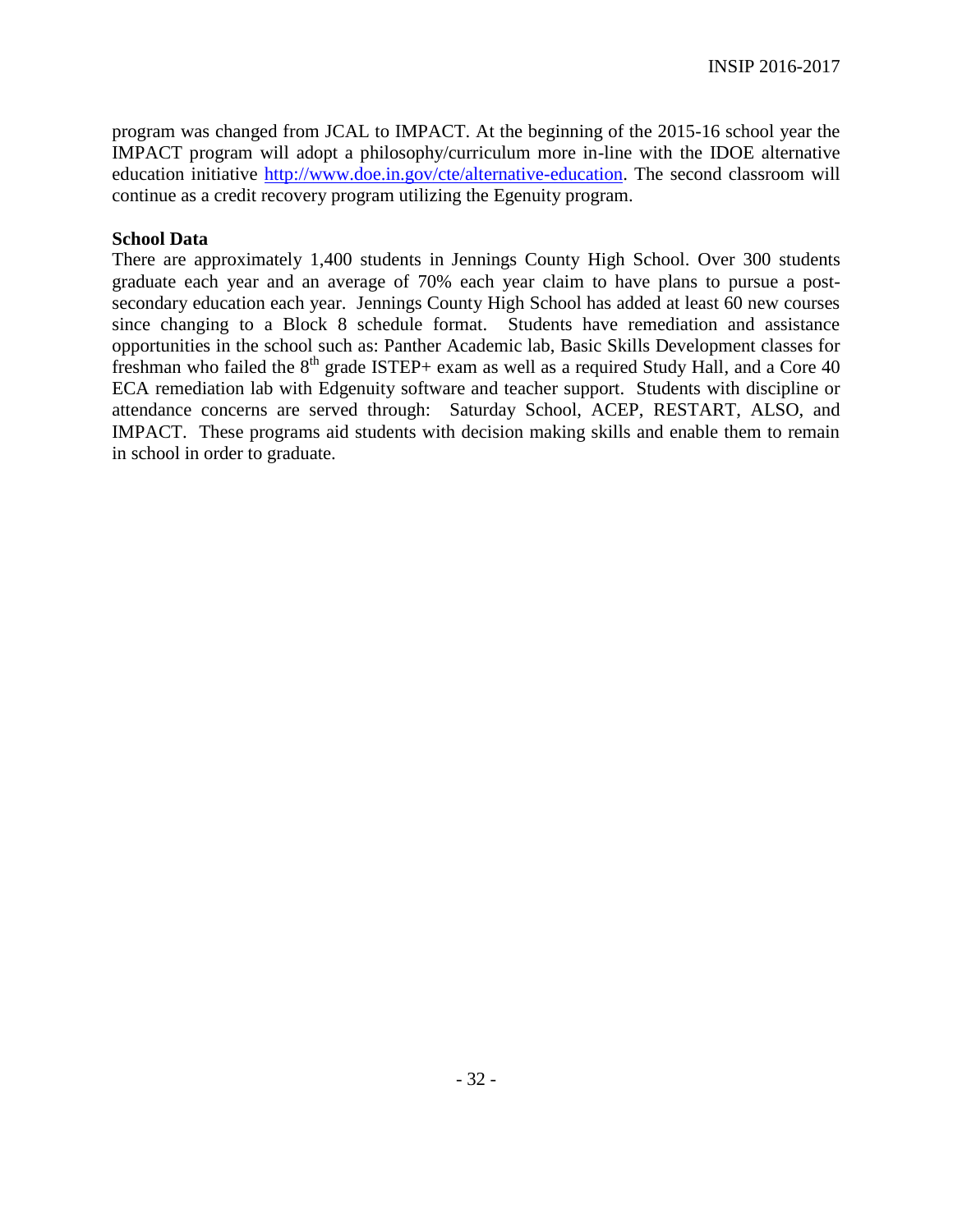program was changed from JCAL to IMPACT. At the beginning of the 2015-16 school year the IMPACT program will adopt a philosophy/curriculum more in-line with the IDOE alternative education initiative [http://www.doe.in.gov/cte/alternative-education](http://www.doe.in.gov/cte/alternative-education). The second classroom will continue as a credit recovery program utilizing the Egenuity program.

**School Data**

There are approximately 1,400 students in Jennings County High School. Over 300 students graduate each year and an average of 70% each year claim to have plans to pursue a post-secondary education each year. Jennings County High School has added at least 60 new courses since changing to a Block 8 schedule format. Students have remediation and assistance opportunities in the school such as: Panther Academic lab, Basic Skills Development classes for freshman who failed the 8th grade ISTEP+ exam as well as a required Study Hall, and a Core 40 ECA remediation lab with Edgenuity software and teacher support. Students with discipline or attendance concerns are served through: Saturday School, ACEP, RESTART, ALSO, and IMPACT. These programs aid students with decision making skills and enable them to remain in school in order to graduate.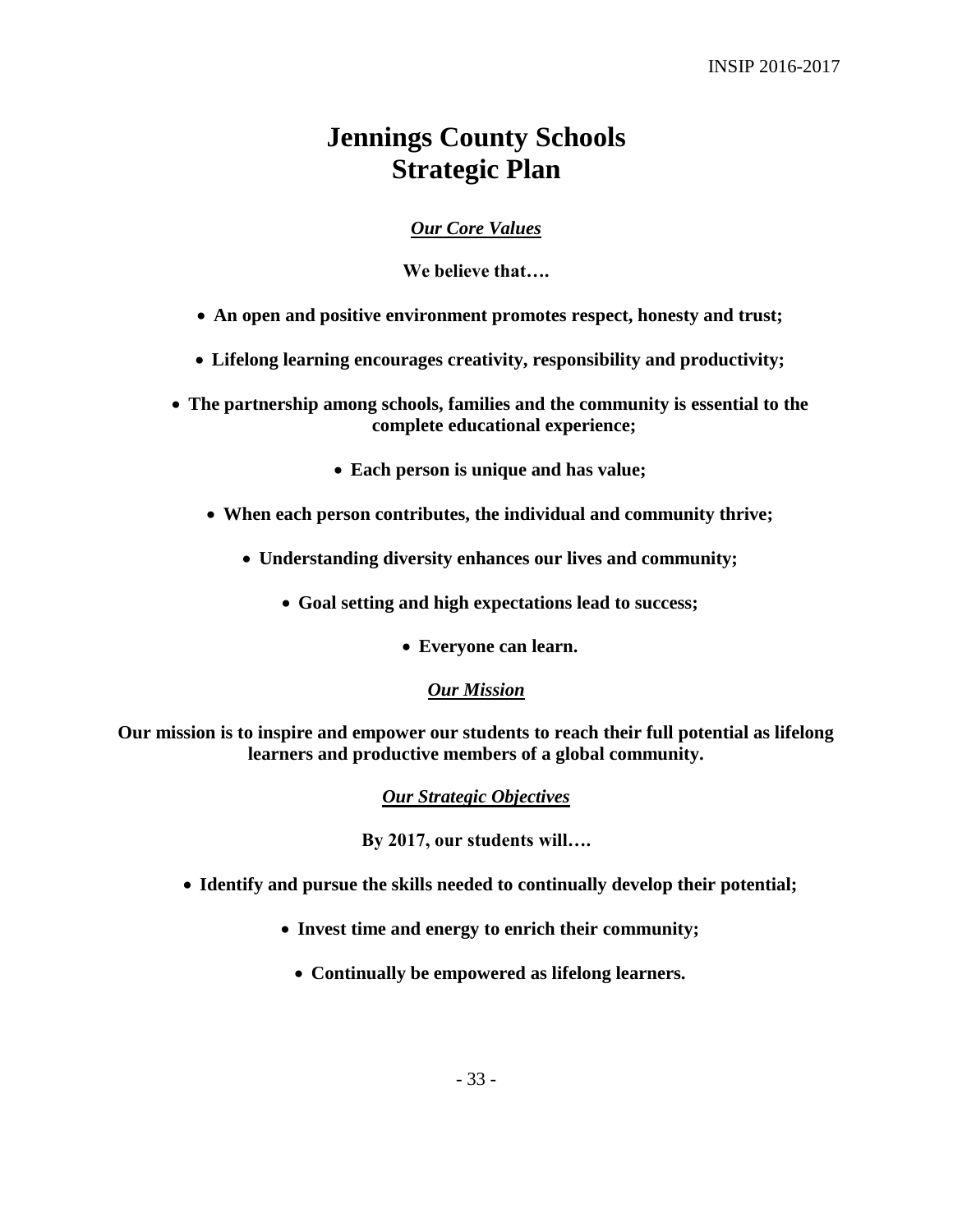# Jennings County Schools
# Strategic Plan

### ***Our Core Values***

**We believe that….**

- **An open and positive environment promotes respect, honesty and trust;**
- **Lifelong learning encourages creativity, responsibility and productivity;**
- **The partnership among schools, families and the community is essential to the complete educational experience;**
- **Each person is unique and has value;**
- **When each person contributes, the individual and community thrive;**
- **Understanding diversity enhances our lives and community;**
- **Goal setting and high expectations lead to success;**
- **Everyone can learn.**

### ***Our Mission***

**Our mission is to inspire and empower our students to reach their full potential as lifelong learners and productive members of a global community.**

### ***Our Strategic Objectives***

**By 2017, our students will….**

- **Identify and pursue the skills needed to continually develop their potential;**
- **Invest time and energy to enrich their community;**
- **Continually be empowered as lifelong learners.**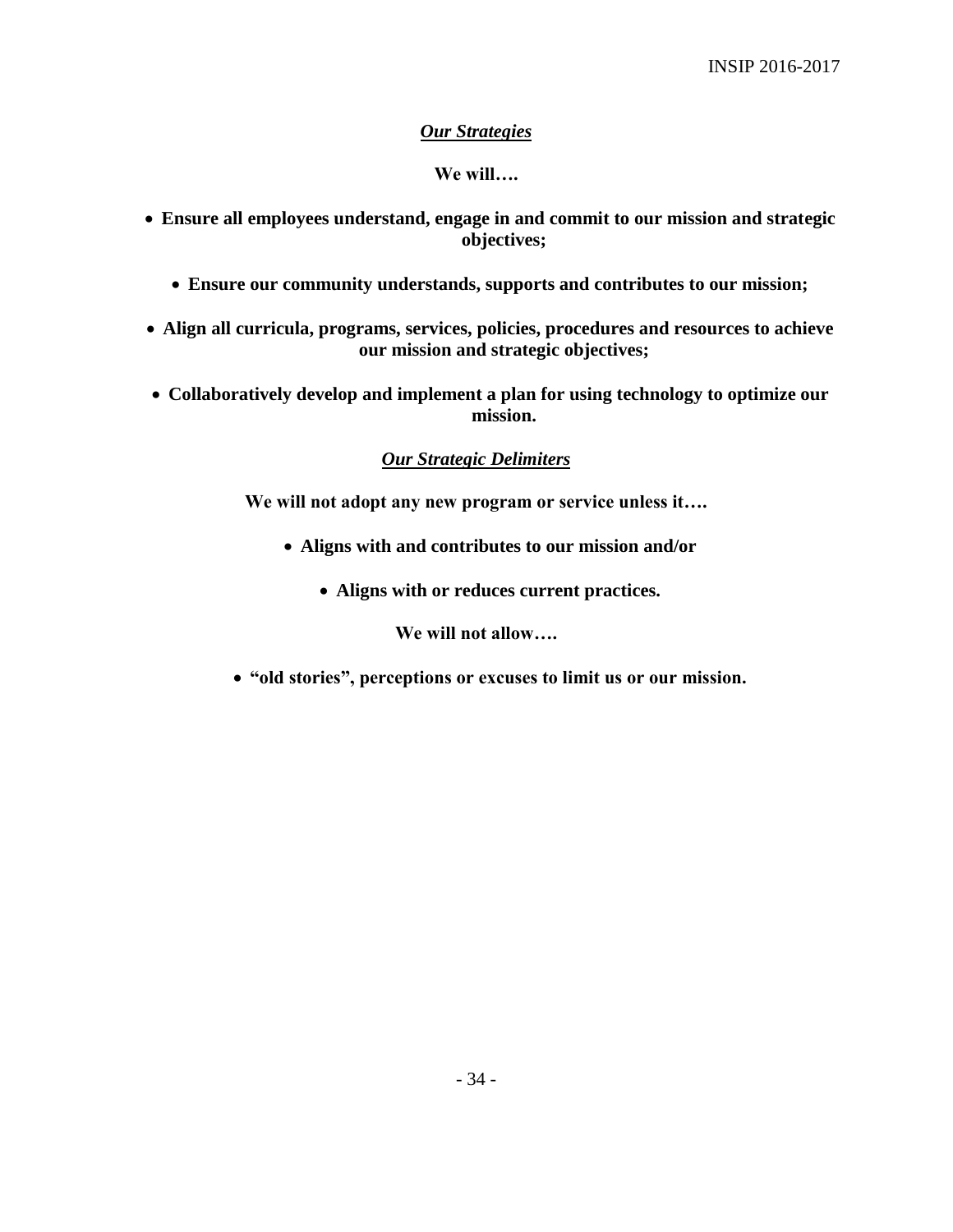## ***Our Strategies***

**We will….**

- **Ensure all employees understand, engage in and commit to our mission and strategic objectives;**
- **Ensure our community understands, supports and contributes to our mission;**
- **Align all curricula, programs, services, policies, procedures and resources to achieve our mission and strategic objectives;**
- **Collaboratively develop and implement a plan for using technology to optimize our mission.**

## ***Our Strategic Delimiters***

**We will not adopt any new program or service unless it….**

- **Aligns with and contributes to our mission and/or**
- **Aligns with or reduces current practices.**

**We will not allow….**

- **"old stories", perceptions or excuses to limit us or our mission.**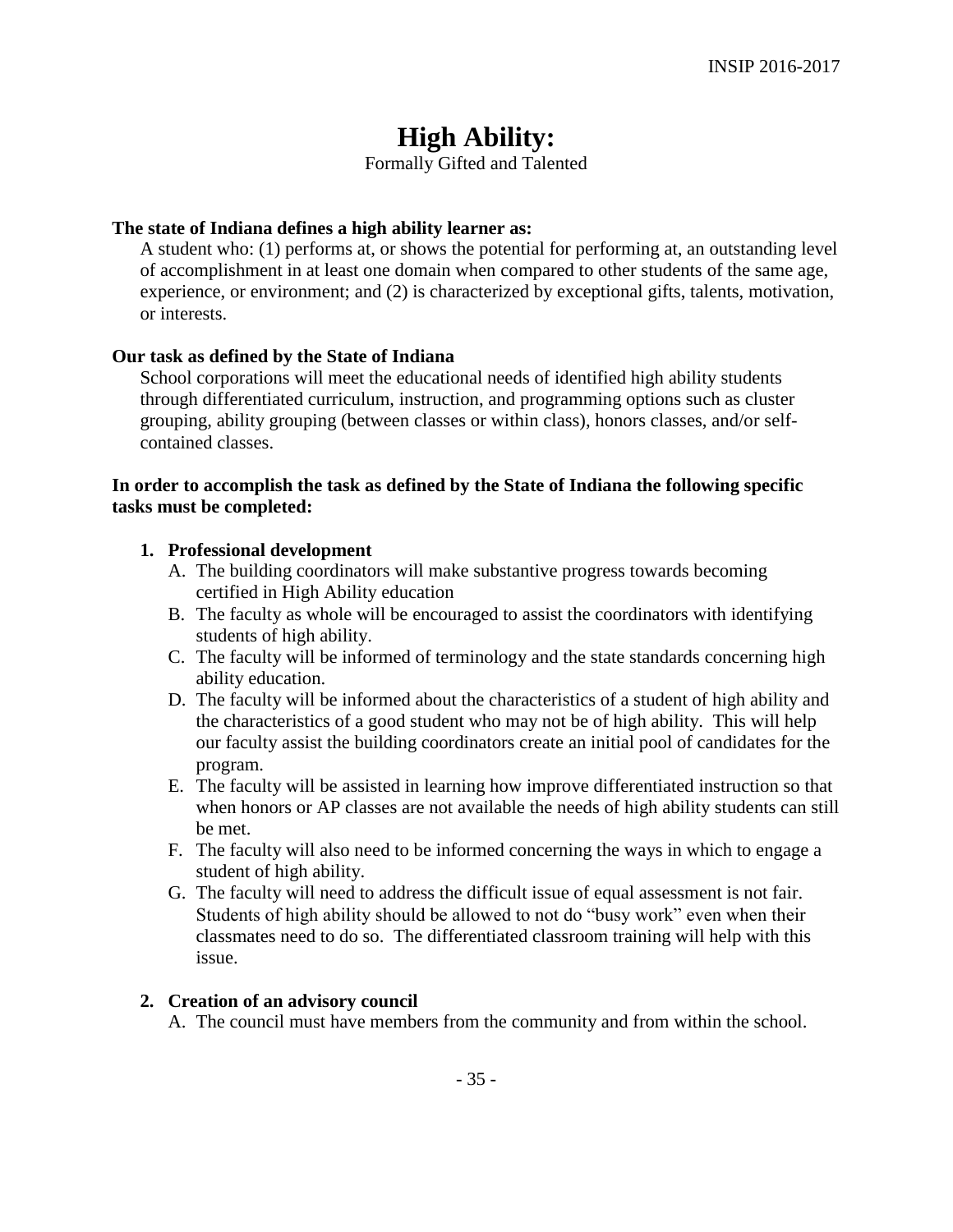# High Ability:

Formally Gifted and Talented

**The state of Indiana defines a high ability learner as:**

A student who: (1) performs at, or shows the potential for performing at, an outstanding level of accomplishment in at least one domain when compared to other students of the same age, experience, or environment; and (2) is characterized by exceptional gifts, talents, motivation, or interests.

**Our task as defined by the State of Indiana**

School corporations will meet the educational needs of identified high ability students through differentiated curriculum, instruction, and programming options such as cluster grouping, ability grouping (between classes or within class), honors classes, and/or self-contained classes.

**In order to accomplish the task as defined by the State of Indiana the following specific tasks must be completed:**

1. **Professional development**
   - A. The building coordinators will make substantive progress towards becoming certified in High Ability education
   - B. The faculty as whole will be encouraged to assist the coordinators with identifying students of high ability.
   - C. The faculty will be informed of terminology and the state standards concerning high ability education.
   - D. The faculty will be informed about the characteristics of a student of high ability and the characteristics of a good student who may not be of high ability. This will help our faculty assist the building coordinators create an initial pool of candidates for the program.
   - E. The faculty will be assisted in learning how improve differentiated instruction so that when honors or AP classes are not available the needs of high ability students can still be met.
   - F. The faculty will also need to be informed concerning the ways in which to engage a student of high ability.
   - G. The faculty will need to address the difficult issue of equal assessment is not fair. Students of high ability should be allowed to not do "busy work" even when their classmates need to do so. The differentiated classroom training will help with this issue.

2. **Creation of an advisory council**
   - A. The council must have members from the community and from within the school.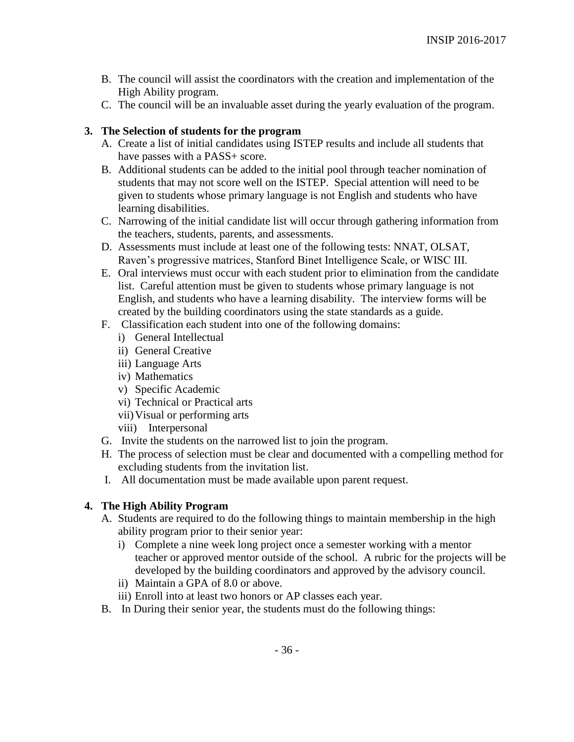B. The council will assist the coordinators with the creation and implementation of the High Ability program.
C. The council will be an invaluable asset during the yearly evaluation of the program.

**3. The Selection of students for the program**

A. Create a list of initial candidates using ISTEP results and include all students that have passes with a PASS+ score.
B. Additional students can be added to the initial pool through teacher nomination of students that may not score well on the ISTEP. Special attention will need to be given to students whose primary language is not English and students who have learning disabilities.
C. Narrowing of the initial candidate list will occur through gathering information from the teachers, students, parents, and assessments.
D. Assessments must include at least one of the following tests: NNAT, OLSAT, Raven's progressive matrices, Stanford Binet Intelligence Scale, or WISC III.
E. Oral interviews must occur with each student prior to elimination from the candidate list. Careful attention must be given to students whose primary language is not English, and students who have a learning disability. The interview forms will be created by the building coordinators using the state standards as a guide.
F. Classification each student into one of the following domains:
   i) General Intellectual
   ii) General Creative
   iii) Language Arts
   iv) Mathematics
   v) Specific Academic
   vi) Technical or Practical arts
   vii) Visual or performing arts
   viii) Interpersonal
G. Invite the students on the narrowed list to join the program.
H. The process of selection must be clear and documented with a compelling method for excluding students from the invitation list.
I. All documentation must be made available upon parent request.

**4. The High Ability Program**

A. Students are required to do the following things to maintain membership in the high ability program prior to their senior year:
   i) Complete a nine week long project once a semester working with a mentor teacher or approved mentor outside of the school. A rubric for the projects will be developed by the building coordinators and approved by the advisory council.
   ii) Maintain a GPA of 8.0 or above.
   iii) Enroll into at least two honors or AP classes each year.
B. In During their senior year, the students must do the following things: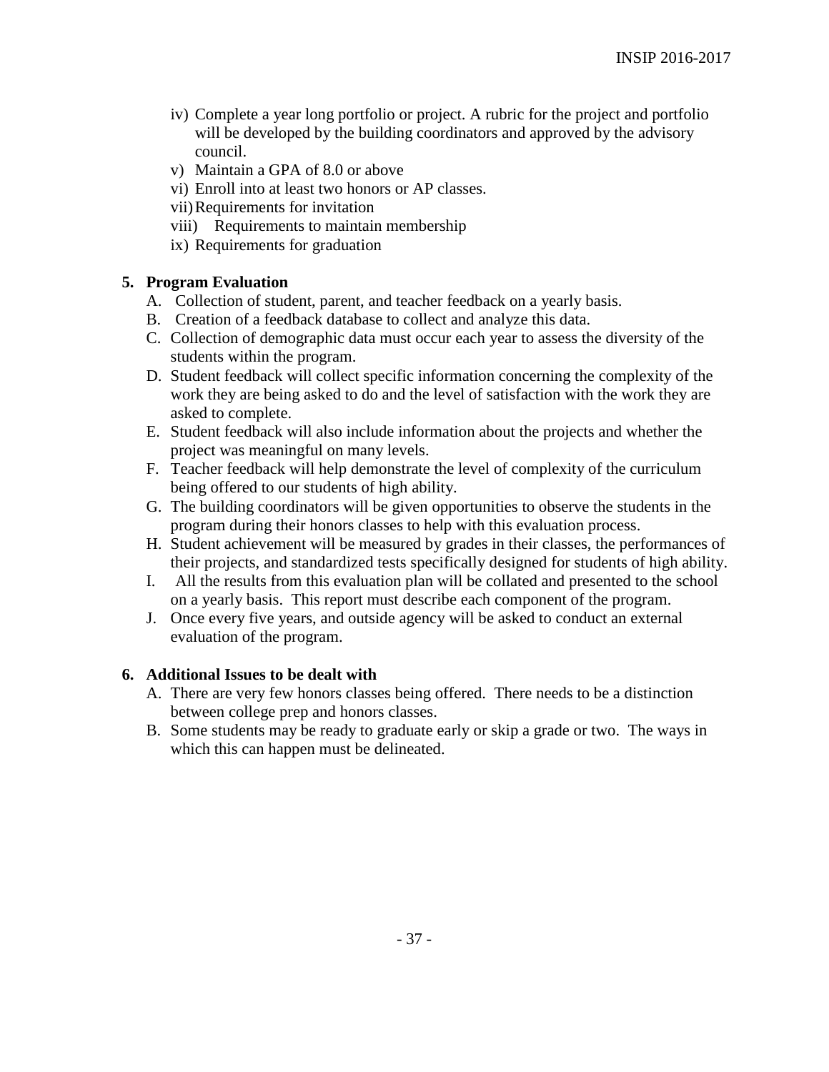iv) Complete a year long portfolio or project. A rubric for the project and portfolio will be developed by the building coordinators and approved by the advisory council.
v) Maintain a GPA of 8.0 or above
vi) Enroll into at least two honors or AP classes.
vii) Requirements for invitation
viii) Requirements to maintain membership
ix) Requirements for graduation

**5. Program Evaluation**

A. Collection of student, parent, and teacher feedback on a yearly basis.
B. Creation of a feedback database to collect and analyze this data.
C. Collection of demographic data must occur each year to assess the diversity of the students within the program.
D. Student feedback will collect specific information concerning the complexity of the work they are being asked to do and the level of satisfaction with the work they are asked to complete.
E. Student feedback will also include information about the projects and whether the project was meaningful on many levels.
F. Teacher feedback will help demonstrate the level of complexity of the curriculum being offered to our students of high ability.
G. The building coordinators will be given opportunities to observe the students in the program during their honors classes to help with this evaluation process.
H. Student achievement will be measured by grades in their classes, the performances of their projects, and standardized tests specifically designed for students of high ability.
I. All the results from this evaluation plan will be collated and presented to the school on a yearly basis. This report must describe each component of the program.
J. Once every five years, and outside agency will be asked to conduct an external evaluation of the program.

**6. Additional Issues to be dealt with**

A. There are very few honors classes being offered. There needs to be a distinction between college prep and honors classes.
B. Some students may be ready to graduate early or skip a grade or two. The ways in which this can happen must be delineated.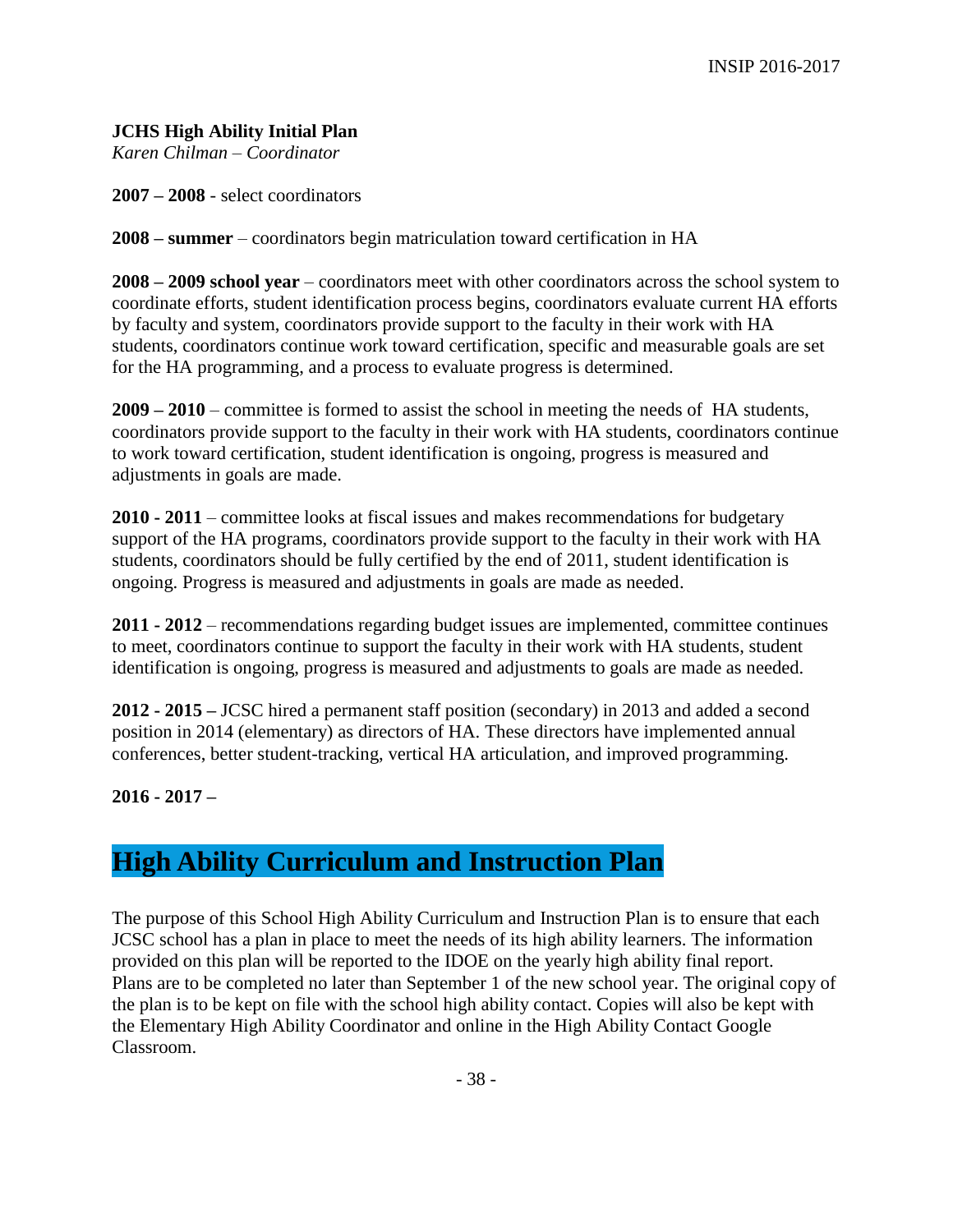**JCHS High Ability Initial Plan**
*Karen Chilman – Coordinator*

**2007 – 2008** - select coordinators

**2008 – summer** – coordinators begin matriculation toward certification in HA

**2008 – 2009 school year** – coordinators meet with other coordinators across the school system to coordinate efforts, student identification process begins, coordinators evaluate current HA efforts by faculty and system, coordinators provide support to the faculty in their work with HA students, coordinators continue work toward certification, specific and measurable goals are set for the HA programming, and a process to evaluate progress is determined.

**2009 – 2010** – committee is formed to assist the school in meeting the needs of HA students, coordinators provide support to the faculty in their work with HA students, coordinators continue to work toward certification, student identification is ongoing, progress is measured and adjustments in goals are made.

**2010 - 2011** – committee looks at fiscal issues and makes recommendations for budgetary support of the HA programs, coordinators provide support to the faculty in their work with HA students, coordinators should be fully certified by the end of 2011, student identification is ongoing. Progress is measured and adjustments in goals are made as needed.

**2011 - 2012** – recommendations regarding budget issues are implemented, committee continues to meet, coordinators continue to support the faculty in their work with HA students, student identification is ongoing, progress is measured and adjustments to goals are made as needed.

**2012 - 2015 –** JCSC hired a permanent staff position (secondary) in 2013 and added a second position in 2014 (elementary) as directors of HA. These directors have implemented annual conferences, better student-tracking, vertical HA articulation, and improved programming.

**2016 - 2017 –**

# High Ability Curriculum and Instruction Plan

The purpose of this School High Ability Curriculum and Instruction Plan is to ensure that each JCSC school has a plan in place to meet the needs of its high ability learners. The information provided on this plan will be reported to the IDOE on the yearly high ability final report. Plans are to be completed no later than September 1 of the new school year. The original copy of the plan is to be kept on file with the school high ability contact. Copies will also be kept with the Elementary High Ability Coordinator and online in the High Ability Contact Google Classroom.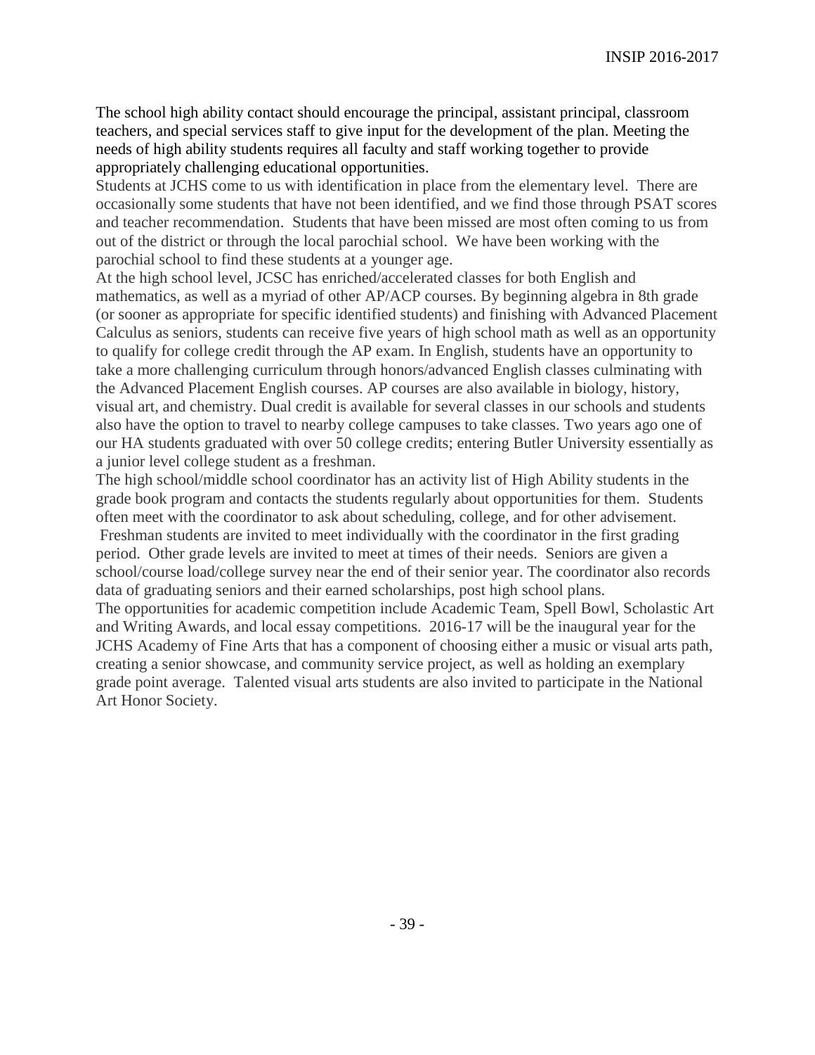The school high ability contact should encourage the principal, assistant principal, classroom teachers, and special services staff to give input for the development of the plan. Meeting the needs of high ability students requires all faculty and staff working together to provide appropriately challenging educational opportunities.

Students at JCHS come to us with identification in place from the elementary level. There are occasionally some students that have not been identified, and we find those through PSAT scores and teacher recommendation. Students that have been missed are most often coming to us from out of the district or through the local parochial school. We have been working with the parochial school to find these students at a younger age.

At the high school level, JCSC has enriched/accelerated classes for both English and mathematics, as well as a myriad of other AP/ACP courses. By beginning algebra in 8th grade (or sooner as appropriate for specific identified students) and finishing with Advanced Placement Calculus as seniors, students can receive five years of high school math as well as an opportunity to qualify for college credit through the AP exam. In English, students have an opportunity to take a more challenging curriculum through honors/advanced English classes culminating with the Advanced Placement English courses. AP courses are also available in biology, history, visual art, and chemistry. Dual credit is available for several classes in our schools and students also have the option to travel to nearby college campuses to take classes. Two years ago one of our HA students graduated with over 50 college credits; entering Butler University essentially as a junior level college student as a freshman.

The high school/middle school coordinator has an activity list of High Ability students in the grade book program and contacts the students regularly about opportunities for them. Students often meet with the coordinator to ask about scheduling, college, and for other advisement. Freshman students are invited to meet individually with the coordinator in the first grading period. Other grade levels are invited to meet at times of their needs. Seniors are given a school/course load/college survey near the end of their senior year. The coordinator also records data of graduating seniors and their earned scholarships, post high school plans.

The opportunities for academic competition include Academic Team, Spell Bowl, Scholastic Art and Writing Awards, and local essay competitions. 2016-17 will be the inaugural year for the JCHS Academy of Fine Arts that has a component of choosing either a music or visual arts path, creating a senior showcase, and community service project, as well as holding an exemplary grade point average. Talented visual arts students are also invited to participate in the National Art Honor Society.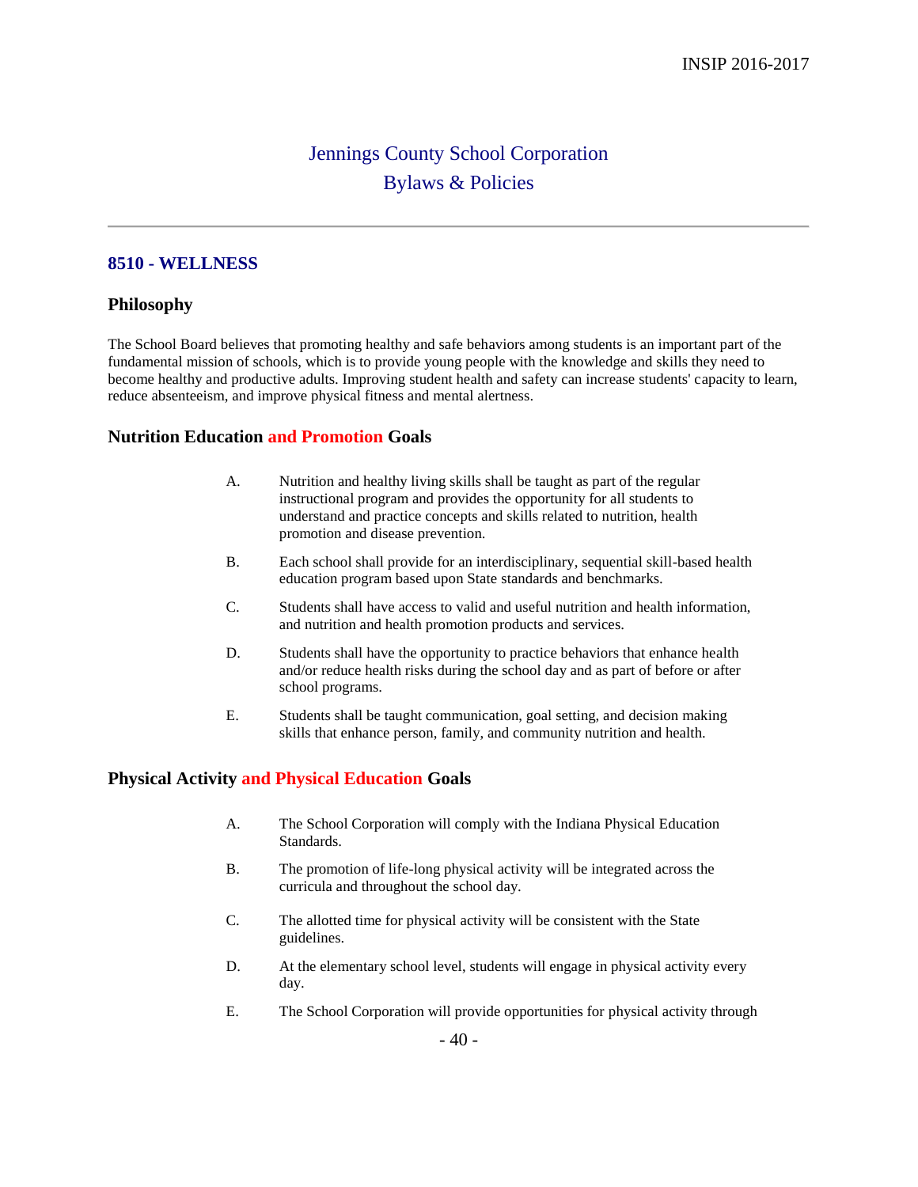# Jennings County School Corporation
# Bylaws & Policies

---

## 8510 - WELLNESS

### Philosophy

The School Board believes that promoting healthy and safe behaviors among students is an important part of the fundamental mission of schools, which is to provide young people with the knowledge and skills they need to become healthy and productive adults. Improving student health and safety can increase students' capacity to learn, reduce absenteeism, and improve physical fitness and mental alertness.

### Nutrition Education and Promotion Goals

A. Nutrition and healthy living skills shall be taught as part of the regular instructional program and provides the opportunity for all students to understand and practice concepts and skills related to nutrition, health promotion and disease prevention.

B. Each school shall provide for an interdisciplinary, sequential skill-based health education program based upon State standards and benchmarks.

C. Students shall have access to valid and useful nutrition and health information, and nutrition and health promotion products and services.

D. Students shall have the opportunity to practice behaviors that enhance health and/or reduce health risks during the school day and as part of before or after school programs.

E. Students shall be taught communication, goal setting, and decision making skills that enhance person, family, and community nutrition and health.

### Physical Activity and Physical Education Goals

A. The School Corporation will comply with the Indiana Physical Education Standards.

B. The promotion of life-long physical activity will be integrated across the curricula and throughout the school day.

C. The allotted time for physical activity will be consistent with the State guidelines.

D. At the elementary school level, students will engage in physical activity every day.

E. The School Corporation will provide opportunities for physical activity through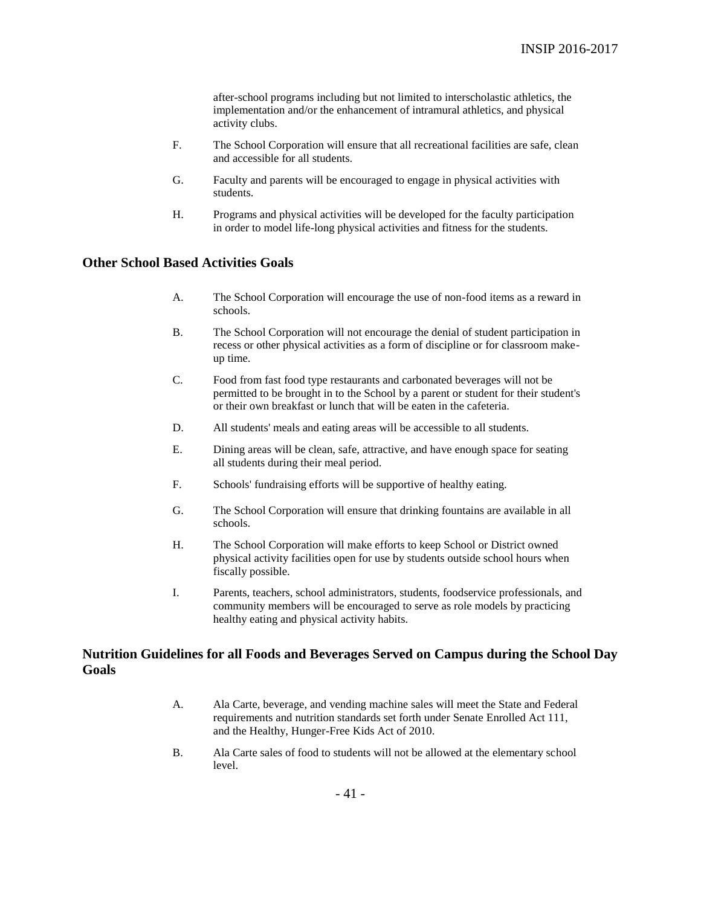after-school programs including but not limited to interscholastic athletics, the implementation and/or the enhancement of intramural athletics, and physical activity clubs.

F. The School Corporation will ensure that all recreational facilities are safe, clean and accessible for all students.

G. Faculty and parents will be encouraged to engage in physical activities with students.

H. Programs and physical activities will be developed for the faculty participation in order to model life-long physical activities and fitness for the students.

### Other School Based Activities Goals

A. The School Corporation will encourage the use of non-food items as a reward in schools.

B. The School Corporation will not encourage the denial of student participation in recess or other physical activities as a form of discipline or for classroom make-up time.

C. Food from fast food type restaurants and carbonated beverages will not be permitted to be brought in to the School by a parent or student for their student's or their own breakfast or lunch that will be eaten in the cafeteria.

D. All students' meals and eating areas will be accessible to all students.

E. Dining areas will be clean, safe, attractive, and have enough space for seating all students during their meal period.

F. Schools' fundraising efforts will be supportive of healthy eating.

G. The School Corporation will ensure that drinking fountains are available in all schools.

H. The School Corporation will make efforts to keep School or District owned physical activity facilities open for use by students outside school hours when fiscally possible.

I. Parents, teachers, school administrators, students, foodservice professionals, and community members will be encouraged to serve as role models by practicing healthy eating and physical activity habits.

### Nutrition Guidelines for all Foods and Beverages Served on Campus during the School Day Goals

A. Ala Carte, beverage, and vending machine sales will meet the State and Federal requirements and nutrition standards set forth under Senate Enrolled Act 111, and the Healthy, Hunger-Free Kids Act of 2010.

B. Ala Carte sales of food to students will not be allowed at the elementary school level.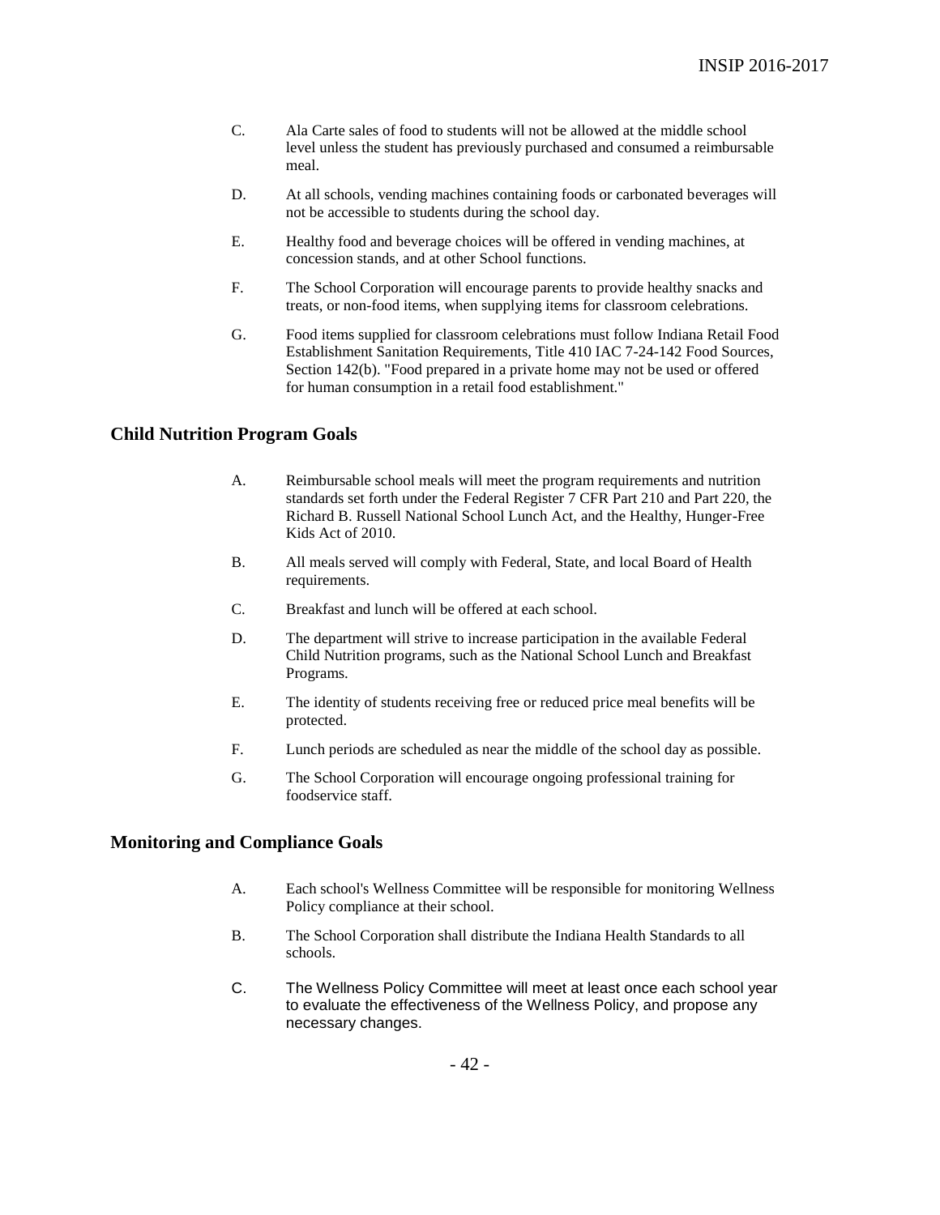C. Ala Carte sales of food to students will not be allowed at the middle school level unless the student has previously purchased and consumed a reimbursable meal.

D. At all schools, vending machines containing foods or carbonated beverages will not be accessible to students during the school day.

E. Healthy food and beverage choices will be offered in vending machines, at concession stands, and at other School functions.

F. The School Corporation will encourage parents to provide healthy snacks and treats, or non-food items, when supplying items for classroom celebrations.

G. Food items supplied for classroom celebrations must follow Indiana Retail Food Establishment Sanitation Requirements, Title 410 IAC 7-24-142 Food Sources, Section 142(b). "Food prepared in a private home may not be used or offered for human consumption in a retail food establishment."

## Child Nutrition Program Goals

A. Reimbursable school meals will meet the program requirements and nutrition standards set forth under the Federal Register 7 CFR Part 210 and Part 220, the Richard B. Russell National School Lunch Act, and the Healthy, Hunger-Free Kids Act of 2010.

B. All meals served will comply with Federal, State, and local Board of Health requirements.

C. Breakfast and lunch will be offered at each school.

D. The department will strive to increase participation in the available Federal Child Nutrition programs, such as the National School Lunch and Breakfast Programs.

E. The identity of students receiving free or reduced price meal benefits will be protected.

F. Lunch periods are scheduled as near the middle of the school day as possible.

G. The School Corporation will encourage ongoing professional training for foodservice staff.

## Monitoring and Compliance Goals

A. Each school's Wellness Committee will be responsible for monitoring Wellness Policy compliance at their school.

B. The School Corporation shall distribute the Indiana Health Standards to all schools.

C. The Wellness Policy Committee will meet at least once each school year to evaluate the effectiveness of the Wellness Policy, and propose any necessary changes.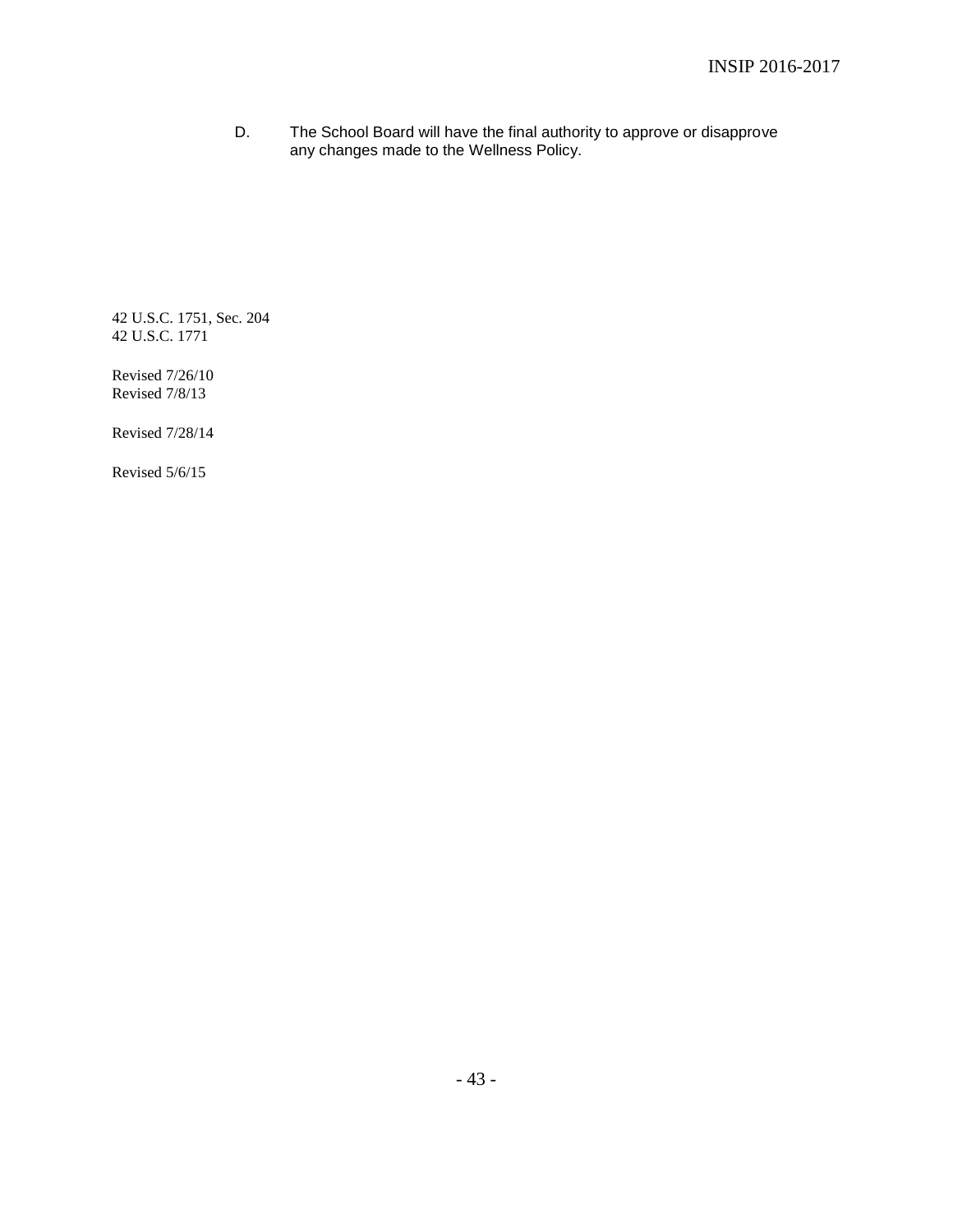D. The School Board will have the final authority to approve or disapprove any changes made to the Wellness Policy.

42 U.S.C. 1751, Sec. 204
42 U.S.C. 1771

Revised 7/26/10
Revised 7/8/13

Revised 7/28/14

Revised 5/6/15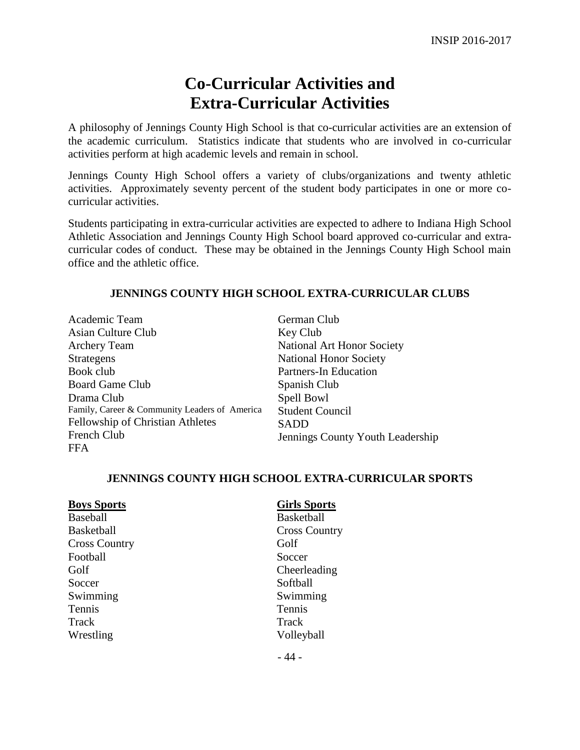# Co-Curricular Activities and Extra-Curricular Activities

A philosophy of Jennings County High School is that co-curricular activities are an extension of the academic curriculum. Statistics indicate that students who are involved in co-curricular activities perform at high academic levels and remain in school.

Jennings County High School offers a variety of clubs/organizations and twenty athletic activities. Approximately seventy percent of the student body participates in one or more co-curricular activities.

Students participating in extra-curricular activities are expected to adhere to Indiana High School Athletic Association and Jennings County High School board approved co-curricular and extra-curricular codes of conduct. These may be obtained in the Jennings County High School main office and the athletic office.

### JENNINGS COUNTY HIGH SCHOOL EXTRA-CURRICULAR CLUBS

Academic Team
Asian Culture Club
Archery Team
Strategens
Book club
Board Game Club
Drama Club
Family, Career & Community Leaders of America
Fellowship of Christian Athletes
French Club
FFA
German Club
Key Club
National Art Honor Society
National Honor Society
Partners-In Education
Spanish Club
Spell Bowl
Student Council
SADD
Jennings County Youth Leadership

### JENNINGS COUNTY HIGH SCHOOL EXTRA-CURRICULAR SPORTS

**Boys Sports**

Baseball
Basketball
Cross Country
Football
Golf
Soccer
Swimming
Tennis
Track
Wrestling

**Girls Sports**

Basketball
Cross Country
Golf
Soccer
Cheerleading
Softball
Swimming
Tennis
Track
Volleyball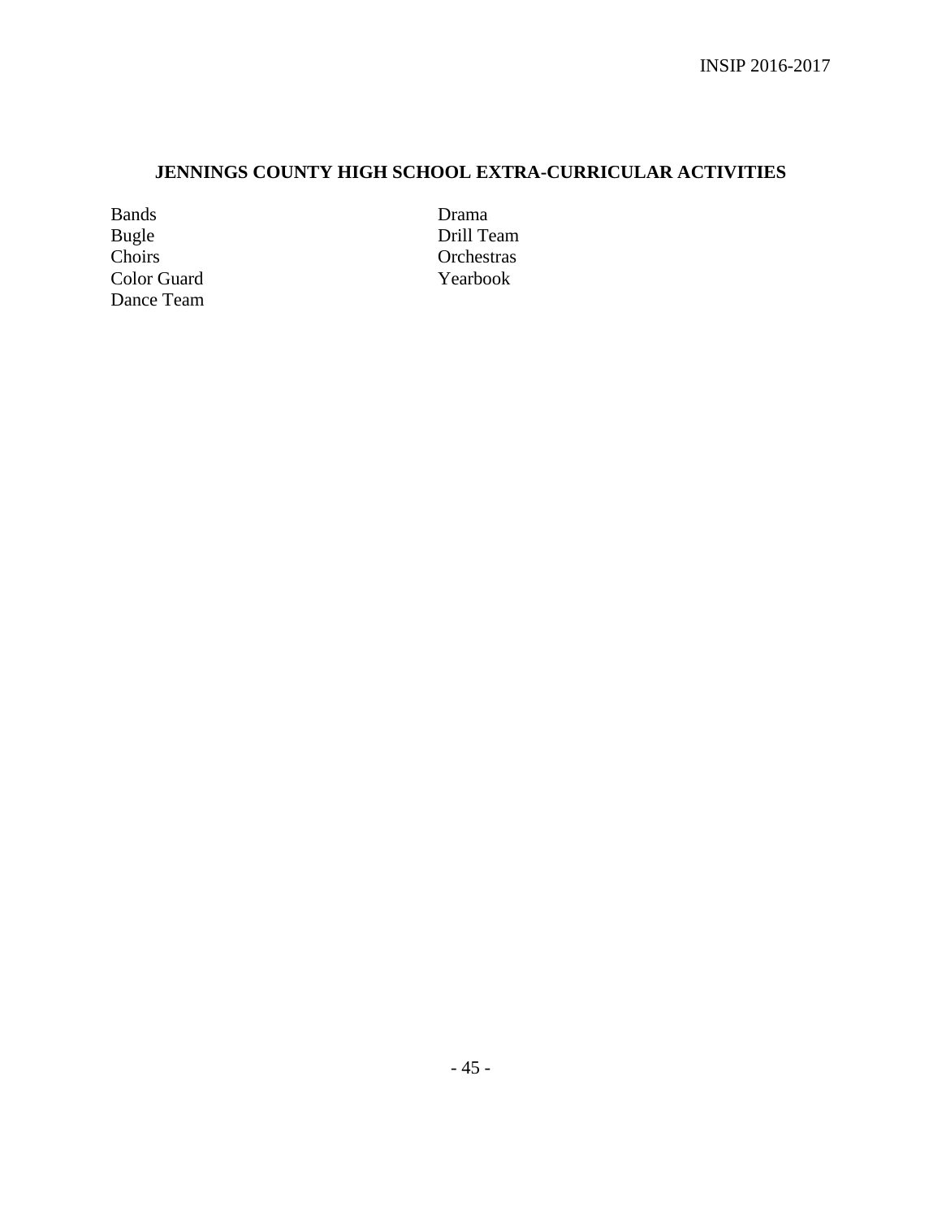## JENNINGS COUNTY HIGH SCHOOL EXTRA-CURRICULAR ACTIVITIES

- Bands
- Bugle
- Choirs
- Color Guard
- Dance Team
- Drama
- Drill Team
- Orchestras
- Yearbook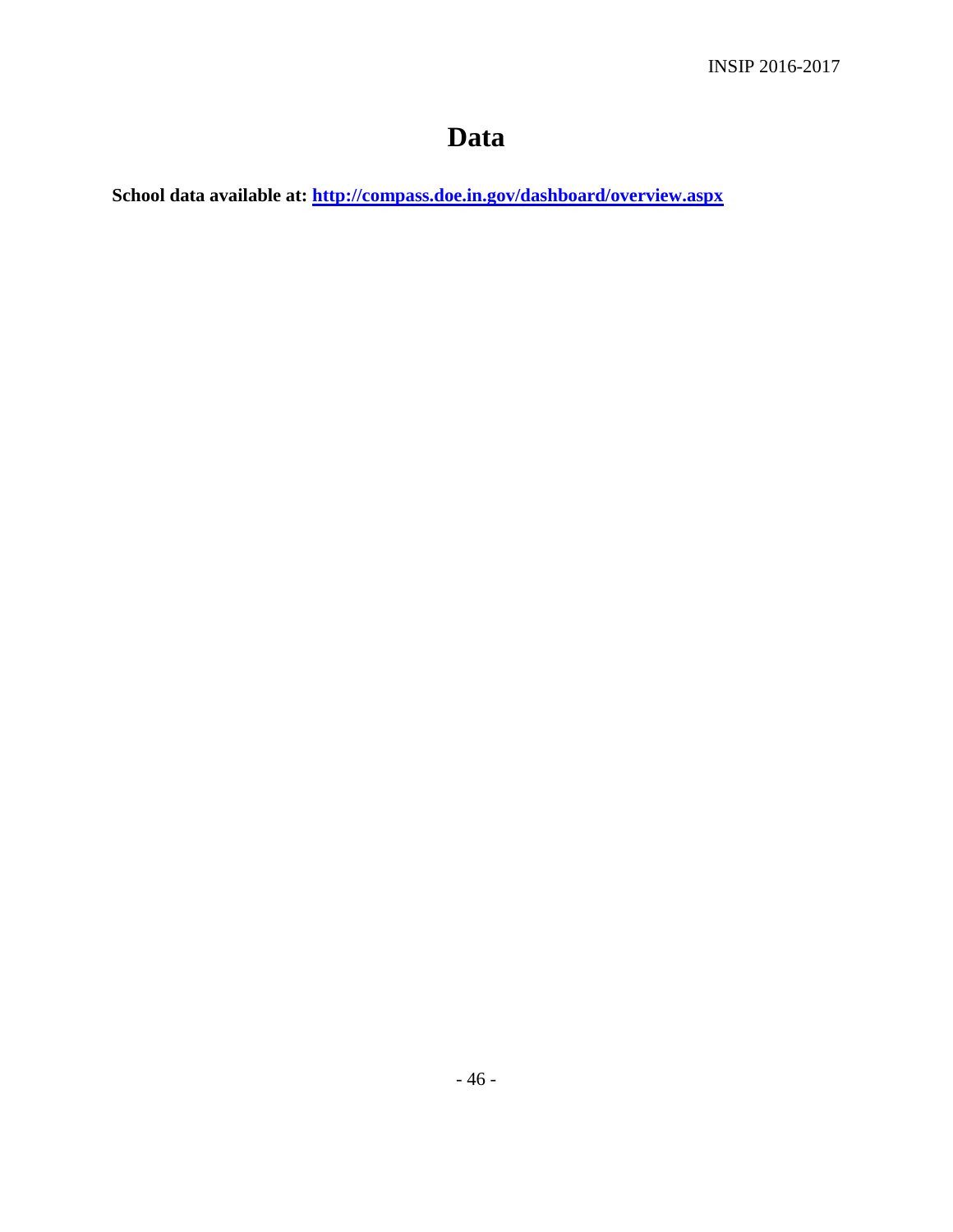# Data

**School data available at: [http://compass.doe.in.gov/dashboard/overview.aspx](http://compass.doe.in.gov/dashboard/overview.aspx)**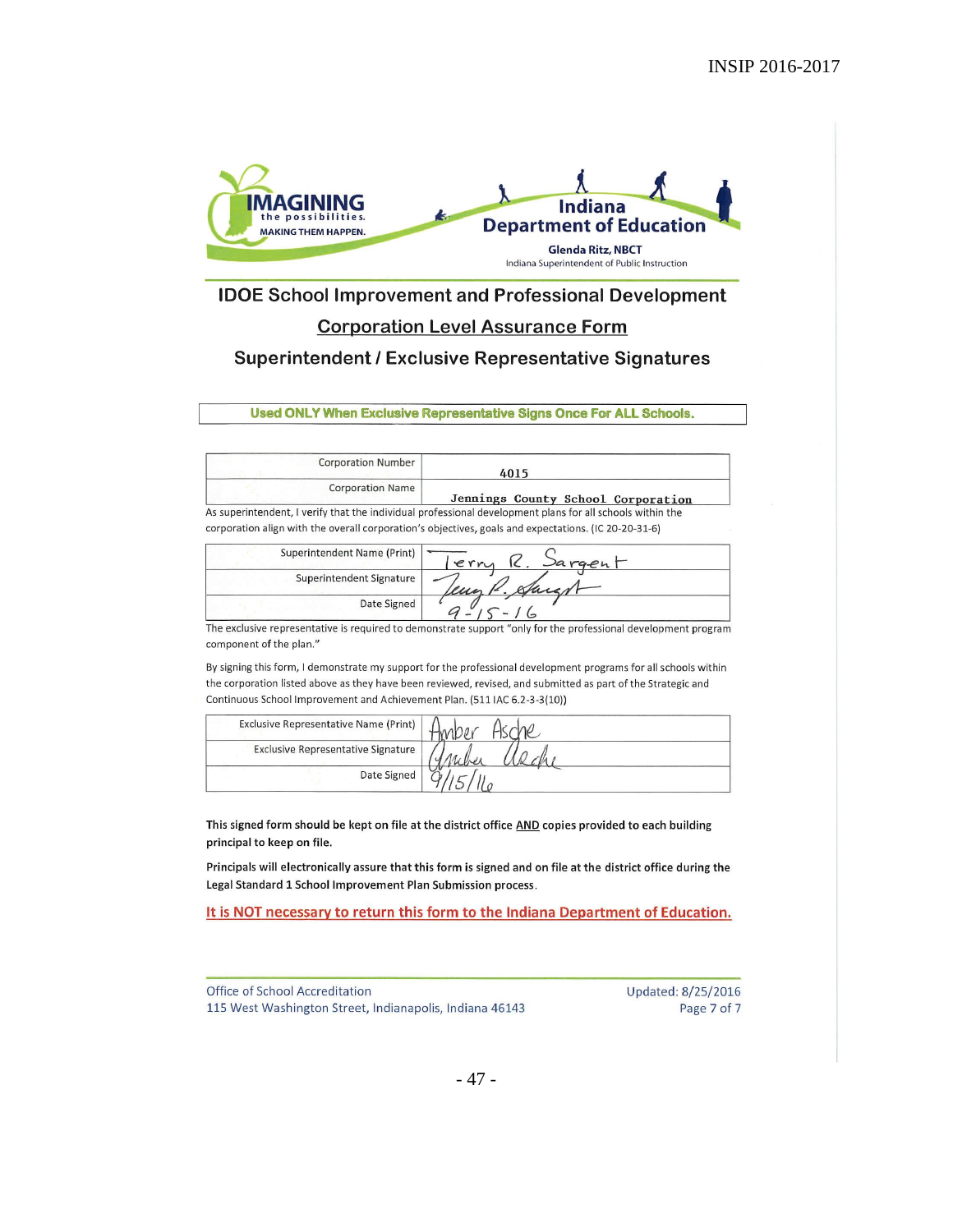IMAGINING the possibilities. MAKING THEM HAPPEN.

Indiana Department of Education

Glenda Ritz, NBCT
Indiana Superintendent of Public Instruction

# IDOE School Improvement and Professional Development

## Corporation Level Assurance Form

## Superintendent / Exclusive Representative Signatures

**Used ONLY When Exclusive Representative Signs Once For ALL Schools.**

| | |
|---|---|
| Corporation Number | 4015 |
| Corporation Name | Jennings County School Corporation |

As superintendent, I verify that the individual professional development plans for all schools within the corporation align with the overall corporation's objectives, goals and expectations. (IC 20-20-31-6)

| | |
|---|---|
| Superintendent Name (Print) | Terry R. Sargent |
| Superintendent Signature | Terry R. Sargent |
| Date Signed | 9-15-16 |

The exclusive representative is required to demonstrate support "only for the professional development program component of the plan."

By signing this form, I demonstrate my support for the professional development programs for all schools within the corporation listed above as they have been reviewed, revised, and submitted as part of the Strategic and Continuous School Improvement and Achievement Plan. (511 IAC 6.2-3-3(10))

| | |
|---|---|
| Exclusive Representative Name (Print) | Amber Asche |
| Exclusive Representative Signature | Amber Asche |
| Date Signed | 9/15/16 |

**This signed form should be kept on file at the district office AND copies provided to each building principal to keep on file.**

**Principals will electronically assure that this form is signed and on file at the district office during the Legal Standard 1 School Improvement Plan Submission process.**

**It is NOT necessary to return this form to the Indiana Department of Education.**

Office of School Accreditation
115 West Washington Street, Indianapolis, Indiana 46143

Updated: 8/25/2016